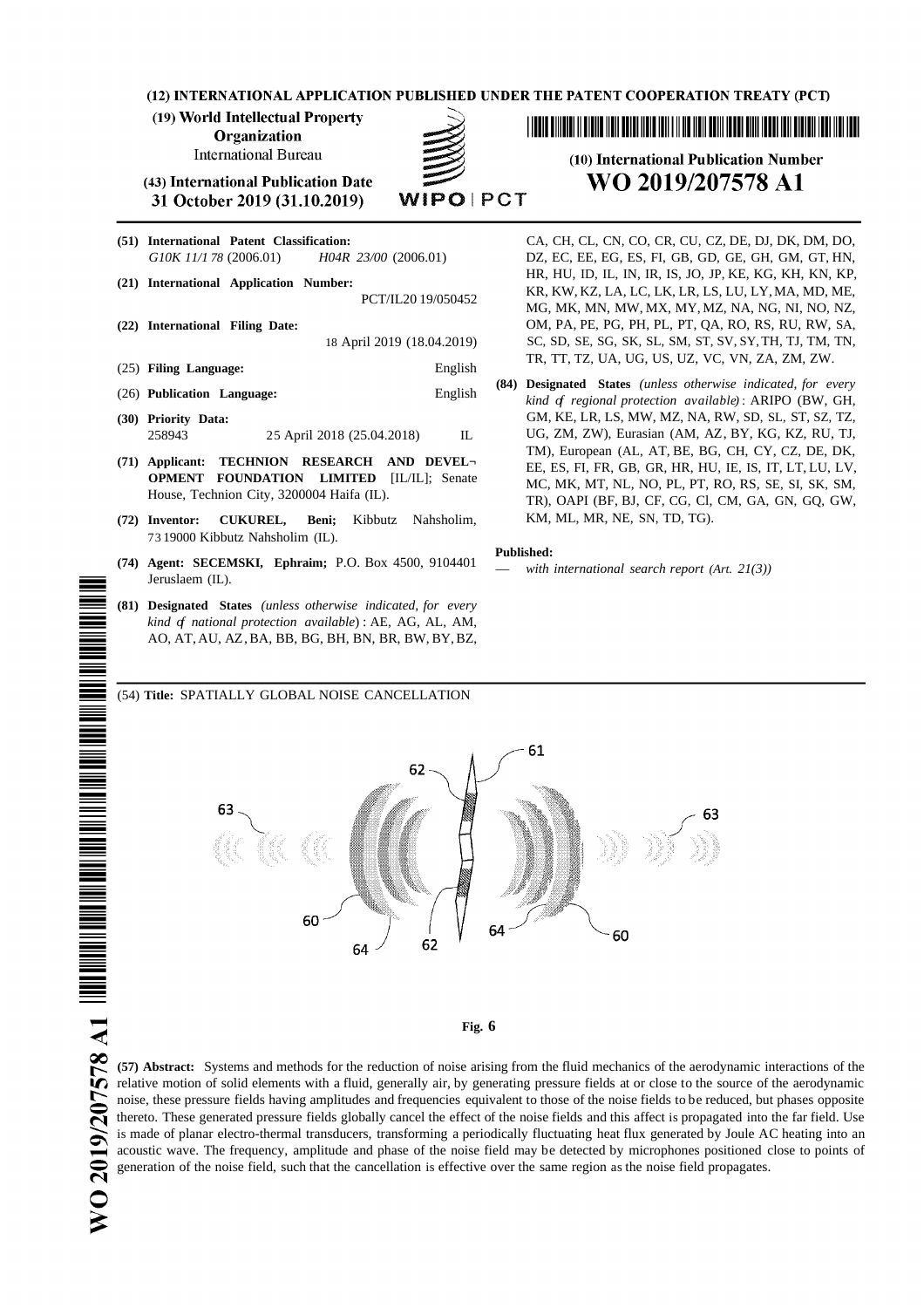(12) INTERNATIONAL APPLICATION PUBLISHED UNDER THE PATENT COOPERATION TREATY (PCT)

(19) **World Intellectual Property Organization**
International Bureau

(43) **International Publication Date**
**31 October 2019 (31.10.2019)**

WIPO | PCT

(10) **International Publication Number**
**WO 2019/207578 A1**

(51) **International Patent Classification:**
*G10K 11/178* (2006.01) *H04R 23/00* (2006.01)

(21) **International Application Number:**
PCT/IL2019/050452

(22) **International Filing Date:**
18 April 2019 (18.04.2019)

(25) **Filing Language:** English

(26) **Publication Language:** English

(30) **Priority Data:**
258943 25 April 2018 (25.04.2018) IL

(71) **Applicant: TECHNION RESEARCH AND DEVELOPMENT FOUNDATION LIMITED** [IL/IL]; Senate House, Technion City, 3200004 Haifa (IL).

(72) **Inventor: CUKUREL, Beni;** Kibbutz Nahsholim, 7319000 Kibbutz Nahsholim (IL).

(74) **Agent: SECEMSKI, Ephraim;** P.O. Box 4500, 9104401 Jeruslaem (IL).

(81) **Designated States** *(unless otherwise indicated, for every kind of national protection available)*: AE, AG, AL, AM, AO, AT, AU, AZ, BA, BB, BG, BH, BN, BR, BW, BY, BZ, CA, CH, CL, CN, CO, CR, CU, CZ, DE, DJ, DK, DM, DO, DZ, EC, EE, EG, ES, FI, GB, GD, GE, GH, GM, GT, HN, HR, HU, ID, IL, IN, IR, IS, JO, JP, KE, KG, KH, KN, KP, KR, KW, KZ, LA, LC, LK, LR, LS, LU, LY, MA, MD, ME, MG, MK, MN, MW, MX, MY, MZ, NA, NG, NI, NO, NZ, OM, PA, PE, PG, PH, PL, PT, QA, RO, RS, RU, RW, SA, SC, SD, SE, SG, SK, SL, SM, ST, SV, SY, TH, TJ, TM, TN, TR, TT, TZ, UA, UG, US, UZ, VC, VN, ZA, ZM, ZW.

(84) **Designated States** *(unless otherwise indicated, for every kind of regional protection available)*: ARIPO (BW, GH, GM, KE, LR, LS, MW, MZ, NA, RW, SD, SL, ST, SZ, TZ, UG, ZM, ZW), Eurasian (AM, AZ, BY, KG, KZ, RU, TJ, TM), European (AL, AT, BE, BG, CH, CY, CZ, DE, DK, EE, ES, FI, FR, GB, GR, HR, HU, IE, IS, IT, LT, LU, LV, MC, MK, MT, NL, NO, PL, PT, RO, RS, SE, SI, SK, SM, TR), OAPI (BF, BJ, CF, CG, CI, CM, GA, GN, GQ, GW, KM, ML, MR, NE, SN, TD, TG).

**Published:**
— *with international search report (Art. 21(3))*

(54) **Title:** SPATIALLY GLOBAL NOISE CANCELLATION

**Fig. 6**

(57) **Abstract:** Systems and methods for the reduction of noise arising from the fluid mechanics of the aerodynamic interactions of the relative motion of solid elements with a fluid, generally air, by generating pressure fields at or close to the source of the aerodynamic noise, these pressure fields having amplitudes and frequencies equivalent to those of the noise fields to be reduced, but phases opposite thereto. These generated pressure fields globally cancel the effect of the noise fields and this affect is propagated into the far field. Use is made of planar electro-thermal transducers, transforming a periodically fluctuating heat flux generated by Joule AC heating into an acoustic wave. The frequency, amplitude and phase of the noise field may be detected by microphones positioned close to points of generation of the noise field, such that the cancellation is effective over the same region as the noise field propagates.

WO 2019/207578 A1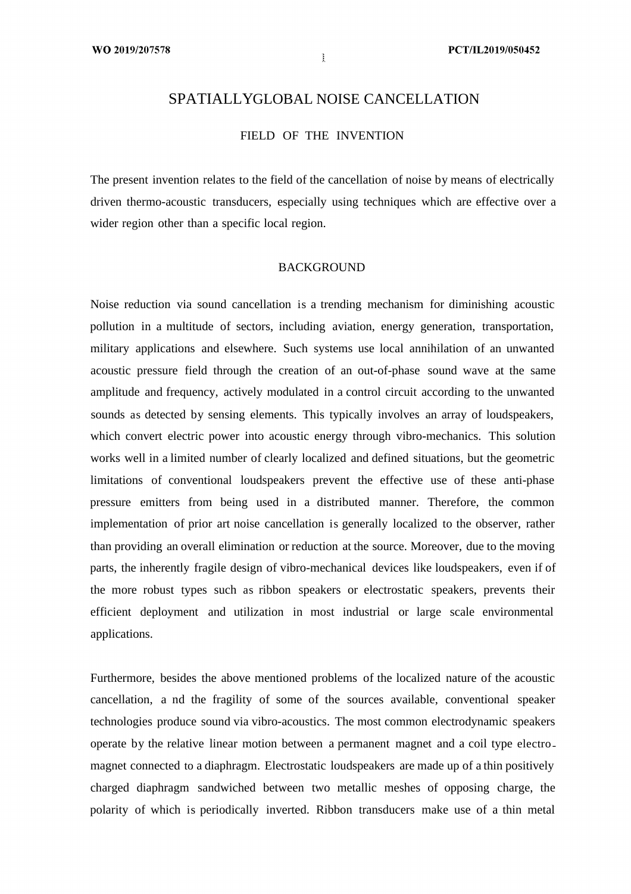# SPATIALLYGLOBAL NOISE CANCELLATION

## FIELD OF THE INVENTION

The present invention relates to the field of the cancellation of noise by means of electrically driven thermo-acoustic transducers, especially using techniques which are effective over a wider region other than a specific local region.

## BACKGROUND

Noise reduction via sound cancellation is a trending mechanism for diminishing acoustic pollution in a multitude of sectors, including aviation, energy generation, transportation, military applications and elsewhere. Such systems use local annihilation of an unwanted acoustic pressure field through the creation of an out-of-phase sound wave at the same amplitude and frequency, actively modulated in a control circuit according to the unwanted sounds as detected by sensing elements. This typically involves an array of loudspeakers, which convert electric power into acoustic energy through vibro-mechanics. This solution works well in a limited number of clearly localized and defined situations, but the geometric limitations of conventional loudspeakers prevent the effective use of these anti-phase pressure emitters from being used in a distributed manner. Therefore, the common implementation of prior art noise cancellation is generally localized to the observer, rather than providing an overall elimination or reduction at the source. Moreover, due to the moving parts, the inherently fragile design of vibro-mechanical devices like loudspeakers, even if of the more robust types such as ribbon speakers or electrostatic speakers, prevents their efficient deployment and utilization in most industrial or large scale environmental applications.

Furthermore, besides the above mentioned problems of the localized nature of the acoustic cancellation, a nd the fragility of some of the sources available, conventional speaker technologies produce sound via vibro-acoustics. The most common electrodynamic speakers operate by the relative linear motion between a permanent magnet and a coil type electro-magnet connected to a diaphragm. Electrostatic loudspeakers are made up of a thin positively charged diaphragm sandwiched between two metallic meshes of opposing charge, the polarity of which is periodically inverted. Ribbon transducers make use of a thin metal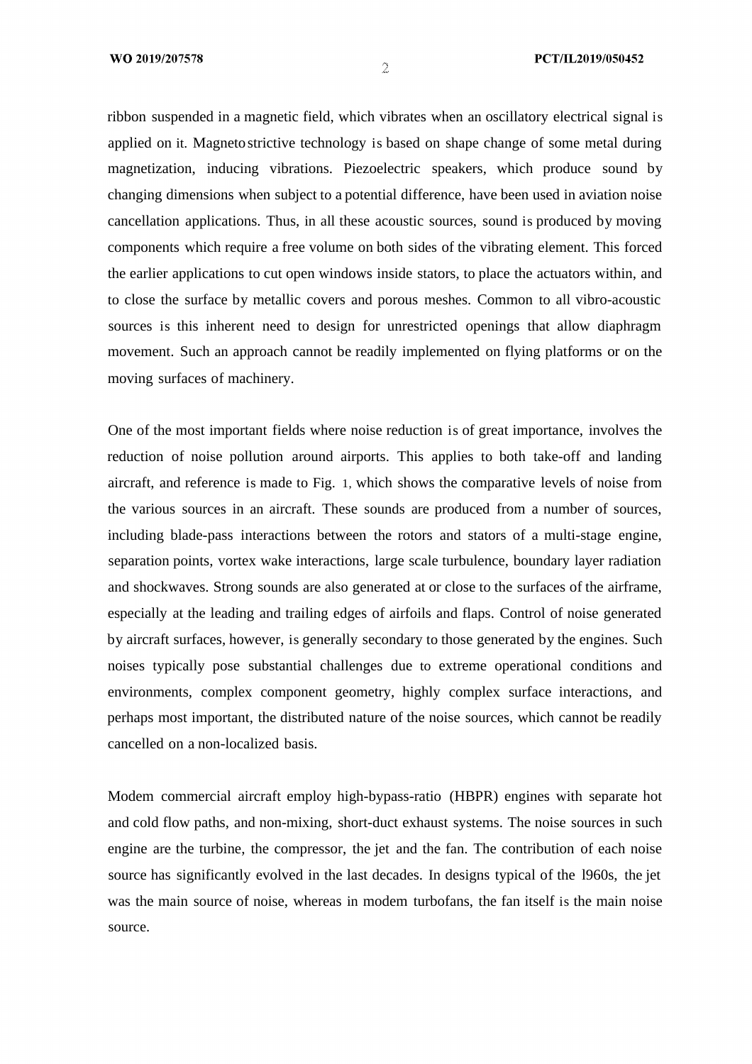ribbon suspended in a magnetic field, which vibrates when an oscillatory electrical signal is applied on it. Magneto strictive technology is based on shape change of some metal during magnetization, inducing vibrations. Piezoelectric speakers, which produce sound by changing dimensions when subject to a potential difference, have been used in aviation noise cancellation applications. Thus, in all these acoustic sources, sound is produced by moving components which require a free volume on both sides of the vibrating element. This forced the earlier applications to cut open windows inside stators, to place the actuators within, and to close the surface by metallic covers and porous meshes. Common to all vibro-acoustic sources is this inherent need to design for unrestricted openings that allow diaphragm movement. Such an approach cannot be readily implemented on flying platforms or on the moving surfaces of machinery.

One of the most important fields where noise reduction is of great importance, involves the reduction of noise pollution around airports. This applies to both take-off and landing aircraft, and reference is made to Fig. 1, which shows the comparative levels of noise from the various sources in an aircraft. These sounds are produced from a number of sources, including blade-pass interactions between the rotors and stators of a multi-stage engine, separation points, vortex wake interactions, large scale turbulence, boundary layer radiation and shockwaves. Strong sounds are also generated at or close to the surfaces of the airframe, especially at the leading and trailing edges of airfoils and flaps. Control of noise generated by aircraft surfaces, however, is generally secondary to those generated by the engines. Such noises typically pose substantial challenges due to extreme operational conditions and environments, complex component geometry, highly complex surface interactions, and perhaps most important, the distributed nature of the noise sources, which cannot be readily cancelled on a non-localized basis.

Modem commercial aircraft employ high-bypass-ratio (HBPR) engines with separate hot and cold flow paths, and non-mixing, short-duct exhaust systems. The noise sources in such engine are the turbine, the compressor, the jet and the fan. The contribution of each noise source has significantly evolved in the last decades. In designs typical of the l960s, the jet was the main source of noise, whereas in modem turbofans, the fan itself is the main noise source.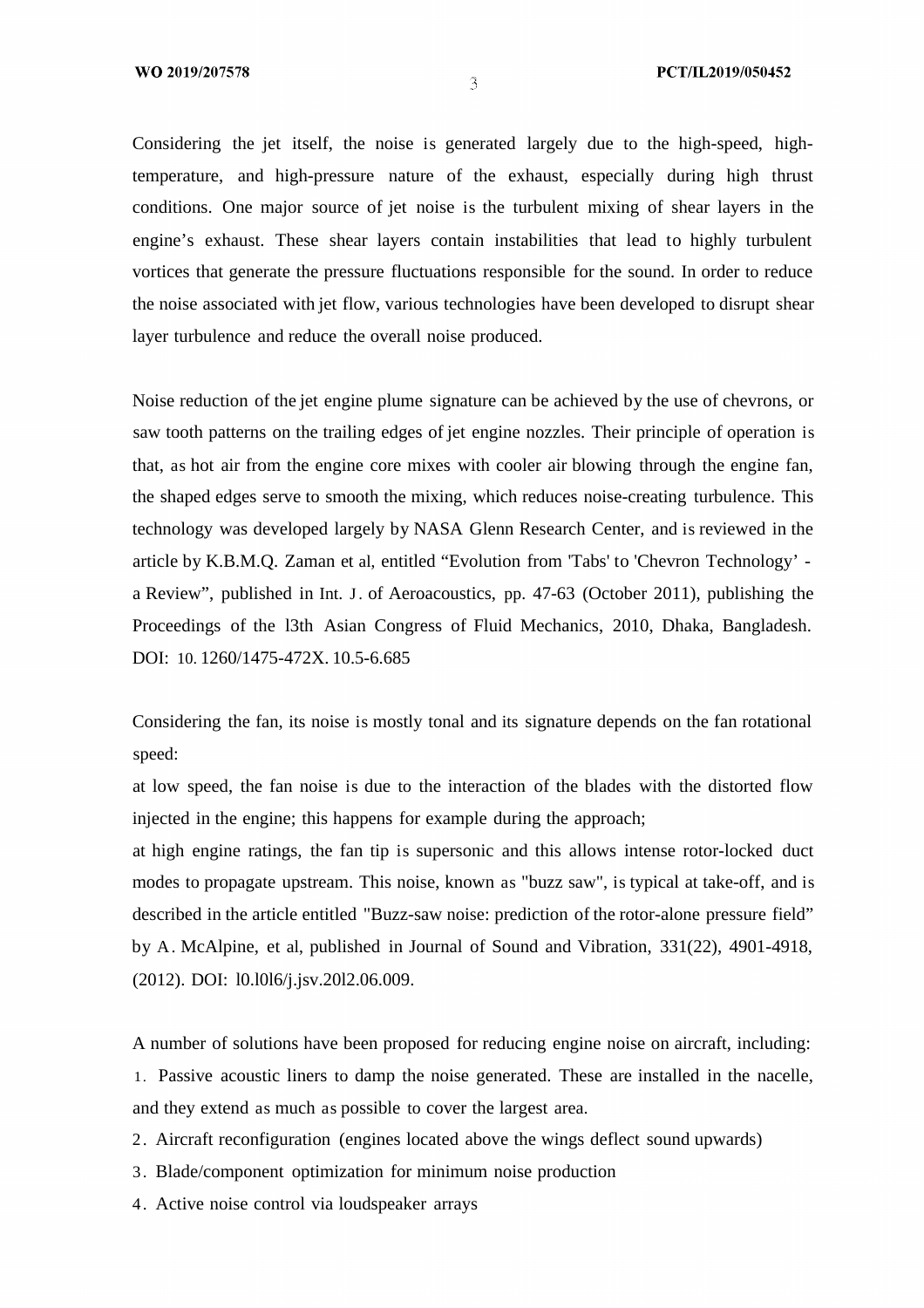Considering the jet itself, the noise is generated largely due to the high-speed, high-temperature, and high-pressure nature of the exhaust, especially during high thrust conditions. One major source of jet noise is the turbulent mixing of shear layers in the engine's exhaust. These shear layers contain instabilities that lead to highly turbulent vortices that generate the pressure fluctuations responsible for the sound. In order to reduce the noise associated with jet flow, various technologies have been developed to disrupt shear layer turbulence and reduce the overall noise produced.

Noise reduction of the jet engine plume signature can be achieved by the use of chevrons, or saw tooth patterns on the trailing edges of jet engine nozzles. Their principle of operation is that, as hot air from the engine core mixes with cooler air blowing through the engine fan, the shaped edges serve to smooth the mixing, which reduces noise-creating turbulence. This technology was developed largely by NASA Glenn Research Center, and is reviewed in the article by K.B.M.Q. Zaman et al, entitled "Evolution from 'Tabs' to 'Chevron Technology' - a Review", published in Int. J. of Aeroacoustics, pp. 47-63 (October 2011), publishing the Proceedings of the l3th Asian Congress of Fluid Mechanics, 2010, Dhaka, Bangladesh. DOI: 10. 1260/1475-472X. 10.5-6.685

Considering the fan, its noise is mostly tonal and its signature depends on the fan rotational speed:

at low speed, the fan noise is due to the interaction of the blades with the distorted flow injected in the engine; this happens for example during the approach;

at high engine ratings, the fan tip is supersonic and this allows intense rotor-locked duct modes to propagate upstream. This noise, known as "buzz saw", is typical at take-off, and is described in the article entitled "Buzz-saw noise: prediction of the rotor-alone pressure field" by A. McAlpine, et al, published in Journal of Sound and Vibration, 331(22), 4901-4918, (2012). DOI: l0.l0l6/j.jsv.20l2.06.009.

A number of solutions have been proposed for reducing engine noise on aircraft, including:

1. Passive acoustic liners to damp the noise generated. These are installed in the nacelle, and they extend as much as possible to cover the largest area.
2. Aircraft reconfiguration (engines located above the wings deflect sound upwards)
3. Blade/component optimization for minimum noise production
4. Active noise control via loudspeaker arrays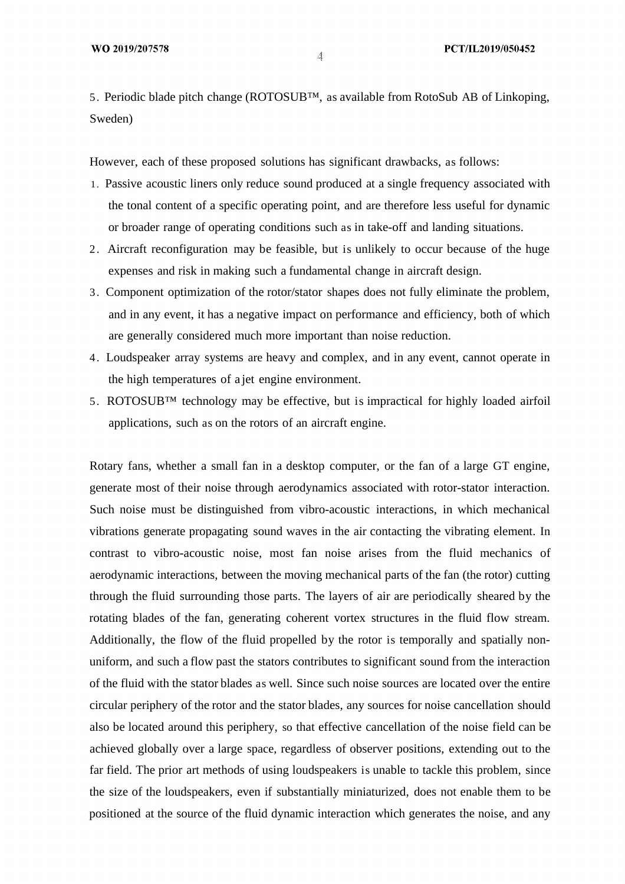5. Periodic blade pitch change (ROTOSUB™, as available from RotoSub AB of Linkoping, Sweden)

However, each of these proposed solutions has significant drawbacks, as follows:

1. Passive acoustic liners only reduce sound produced at a single frequency associated with the tonal content of a specific operating point, and are therefore less useful for dynamic or broader range of operating conditions such as in take-off and landing situations.
2. Aircraft reconfiguration may be feasible, but is unlikely to occur because of the huge expenses and risk in making such a fundamental change in aircraft design.
3. Component optimization of the rotor/stator shapes does not fully eliminate the problem, and in any event, it has a negative impact on performance and efficiency, both of which are generally considered much more important than noise reduction.
4. Loudspeaker array systems are heavy and complex, and in any event, cannot operate in the high temperatures of a jet engine environment.
5. ROTOSUB™ technology may be effective, but is impractical for highly loaded airfoil applications, such as on the rotors of an aircraft engine.

Rotary fans, whether a small fan in a desktop computer, or the fan of a large GT engine, generate most of their noise through aerodynamics associated with rotor-stator interaction. Such noise must be distinguished from vibro-acoustic interactions, in which mechanical vibrations generate propagating sound waves in the air contacting the vibrating element. In contrast to vibro-acoustic noise, most fan noise arises from the fluid mechanics of aerodynamic interactions, between the moving mechanical parts of the fan (the rotor) cutting through the fluid surrounding those parts. The layers of air are periodically sheared by the rotating blades of the fan, generating coherent vortex structures in the fluid flow stream. Additionally, the flow of the fluid propelled by the rotor is temporally and spatially non-uniform, and such a flow past the stators contributes to significant sound from the interaction of the fluid with the stator blades as well. Since such noise sources are located over the entire circular periphery of the rotor and the stator blades, any sources for noise cancellation should also be located around this periphery, so that effective cancellation of the noise field can be achieved globally over a large space, regardless of observer positions, extending out to the far field. The prior art methods of using loudspeakers is unable to tackle this problem, since the size of the loudspeakers, even if substantially miniaturized, does not enable them to be positioned at the source of the fluid dynamic interaction which generates the noise, and any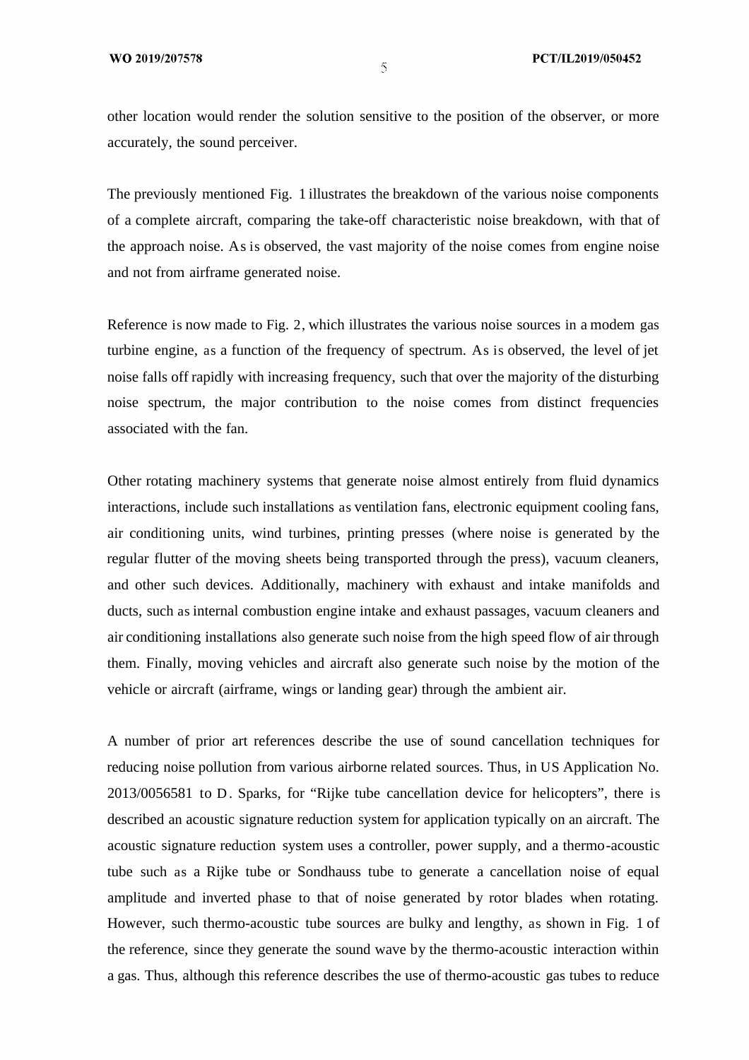other location would render the solution sensitive to the position of the observer, or more accurately, the sound perceiver.

The previously mentioned Fig. 1 illustrates the breakdown of the various noise components of a complete aircraft, comparing the take-off characteristic noise breakdown, with that of the approach noise. As is observed, the vast majority of the noise comes from engine noise and not from airframe generated noise.

Reference is now made to Fig. 2, which illustrates the various noise sources in a modem gas turbine engine, as a function of the frequency of spectrum. As is observed, the level of jet noise falls off rapidly with increasing frequency, such that over the majority of the disturbing noise spectrum, the major contribution to the noise comes from distinct frequencies associated with the fan.

Other rotating machinery systems that generate noise almost entirely from fluid dynamics interactions, include such installations as ventilation fans, electronic equipment cooling fans, air conditioning units, wind turbines, printing presses (where noise is generated by the regular flutter of the moving sheets being transported through the press), vacuum cleaners, and other such devices. Additionally, machinery with exhaust and intake manifolds and ducts, such as internal combustion engine intake and exhaust passages, vacuum cleaners and air conditioning installations also generate such noise from the high speed flow of air through them. Finally, moving vehicles and aircraft also generate such noise by the motion of the vehicle or aircraft (airframe, wings or landing gear) through the ambient air.

A number of prior art references describe the use of sound cancellation techniques for reducing noise pollution from various airborne related sources. Thus, in US Application No. 2013/0056581 to D. Sparks, for "Rijke tube cancellation device for helicopters", there is described an acoustic signature reduction system for application typically on an aircraft. The acoustic signature reduction system uses a controller, power supply, and a thermo-acoustic tube such as a Rijke tube or Sondhauss tube to generate a cancellation noise of equal amplitude and inverted phase to that of noise generated by rotor blades when rotating. However, such thermo-acoustic tube sources are bulky and lengthy, as shown in Fig. 1 of the reference, since they generate the sound wave by the thermo-acoustic interaction within a gas. Thus, although this reference describes the use of thermo-acoustic gas tubes to reduce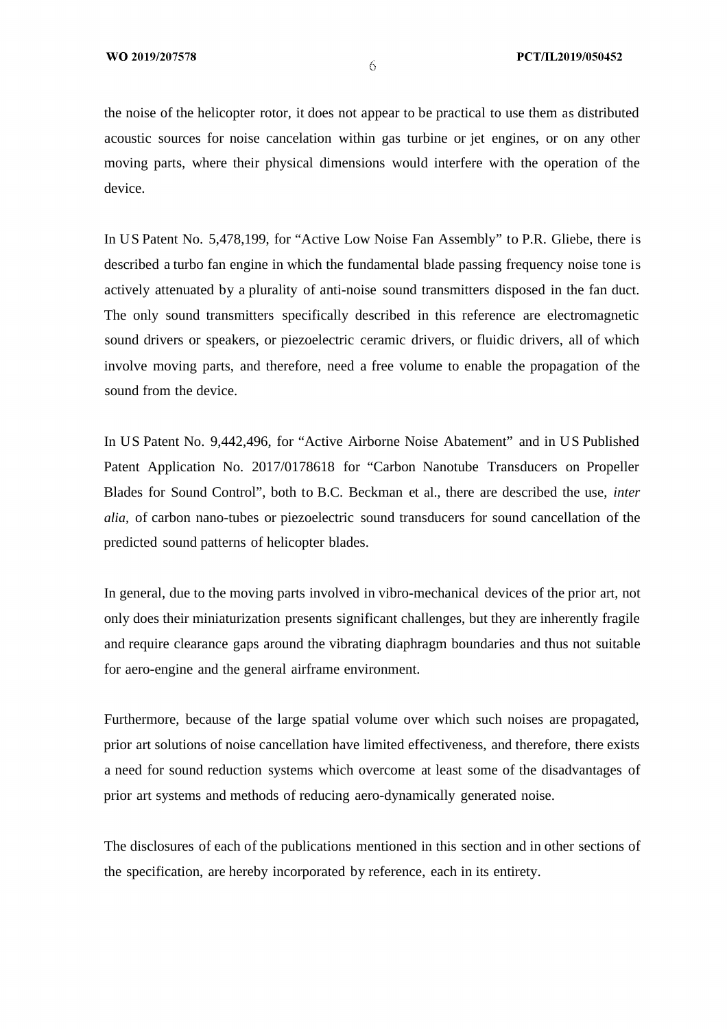the noise of the helicopter rotor, it does not appear to be practical to use them as distributed acoustic sources for noise cancelation within gas turbine or jet engines, or on any other moving parts, where their physical dimensions would interfere with the operation of the device.

In US Patent No. 5,478,199, for "Active Low Noise Fan Assembly" to P.R. Gliebe, there is described a turbo fan engine in which the fundamental blade passing frequency noise tone is actively attenuated by a plurality of anti-noise sound transmitters disposed in the fan duct. The only sound transmitters specifically described in this reference are electromagnetic sound drivers or speakers, or piezoelectric ceramic drivers, or fluidic drivers, all of which involve moving parts, and therefore, need a free volume to enable the propagation of the sound from the device.

In US Patent No. 9,442,496, for "Active Airborne Noise Abatement" and in US Published Patent Application No. 2017/0178618 for "Carbon Nanotube Transducers on Propeller Blades for Sound Control", both to B.C. Beckman et al., there are described the use, *inter alia,* of carbon nano-tubes or piezoelectric sound transducers for sound cancellation of the predicted sound patterns of helicopter blades.

In general, due to the moving parts involved in vibro-mechanical devices of the prior art, not only does their miniaturization presents significant challenges, but they are inherently fragile and require clearance gaps around the vibrating diaphragm boundaries and thus not suitable for aero-engine and the general airframe environment.

Furthermore, because of the large spatial volume over which such noises are propagated, prior art solutions of noise cancellation have limited effectiveness, and therefore, there exists a need for sound reduction systems which overcome at least some of the disadvantages of prior art systems and methods of reducing aero-dynamically generated noise.

The disclosures of each of the publications mentioned in this section and in other sections of the specification, are hereby incorporated by reference, each in its entirety.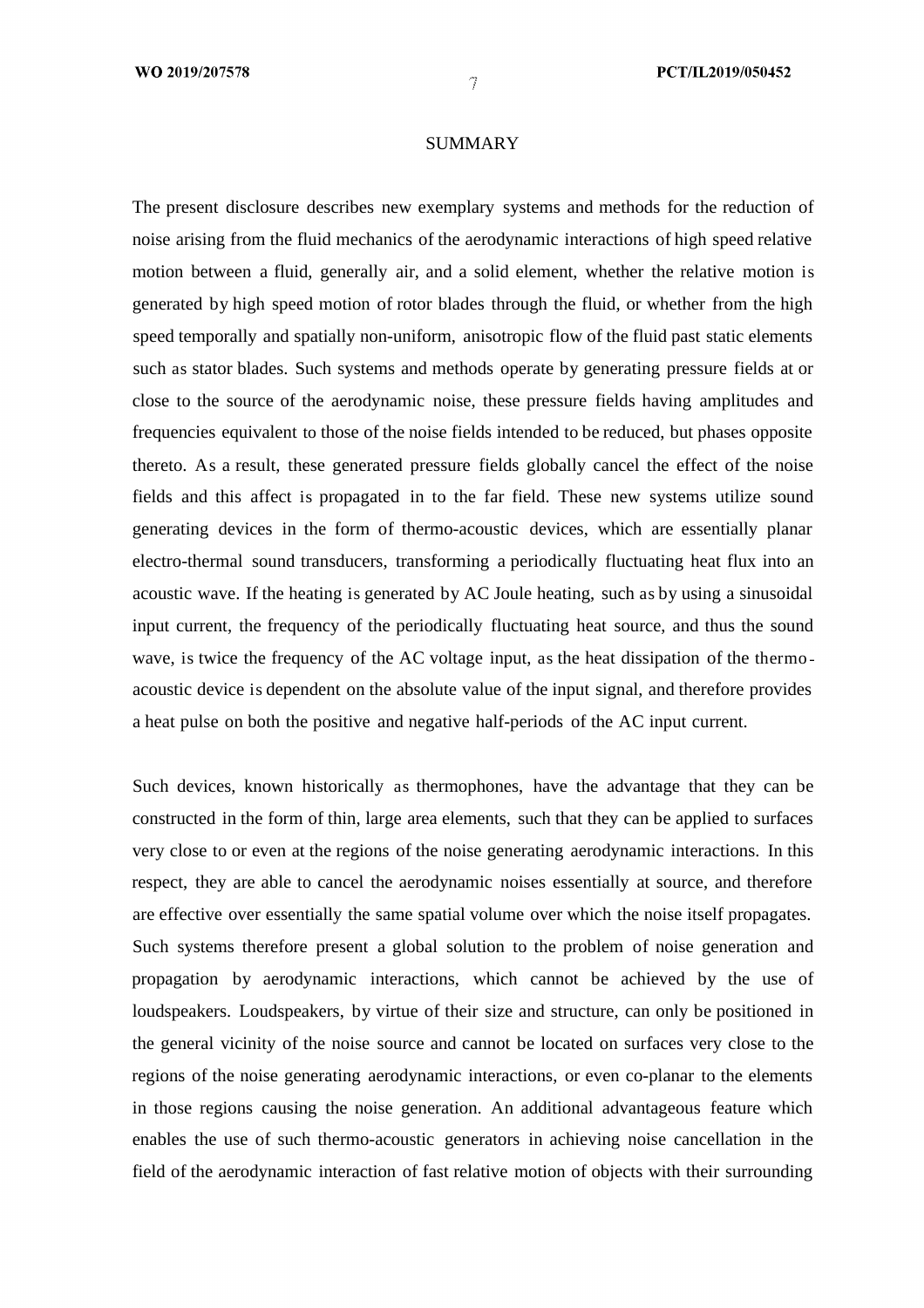## SUMMARY

The present disclosure describes new exemplary systems and methods for the reduction of noise arising from the fluid mechanics of the aerodynamic interactions of high speed relative motion between a fluid, generally air, and a solid element, whether the relative motion is generated by high speed motion of rotor blades through the fluid, or whether from the high speed temporally and spatially non-uniform, anisotropic flow of the fluid past static elements such as stator blades. Such systems and methods operate by generating pressure fields at or close to the source of the aerodynamic noise, these pressure fields having amplitudes and frequencies equivalent to those of the noise fields intended to be reduced, but phases opposite thereto. As a result, these generated pressure fields globally cancel the effect of the noise fields and this affect is propagated in to the far field. These new systems utilize sound generating devices in the form of thermo-acoustic devices, which are essentially planar electro-thermal sound transducers, transforming a periodically fluctuating heat flux into an acoustic wave. If the heating is generated by AC Joule heating, such as by using a sinusoidal input current, the frequency of the periodically fluctuating heat source, and thus the sound wave, is twice the frequency of the AC voltage input, as the heat dissipation of the thermo-acoustic device is dependent on the absolute value of the input signal, and therefore provides a heat pulse on both the positive and negative half-periods of the AC input current.

Such devices, known historically as thermophones, have the advantage that they can be constructed in the form of thin, large area elements, such that they can be applied to surfaces very close to or even at the regions of the noise generating aerodynamic interactions. In this respect, they are able to cancel the aerodynamic noises essentially at source, and therefore are effective over essentially the same spatial volume over which the noise itself propagates. Such systems therefore present a global solution to the problem of noise generation and propagation by aerodynamic interactions, which cannot be achieved by the use of loudspeakers. Loudspeakers, by virtue of their size and structure, can only be positioned in the general vicinity of the noise source and cannot be located on surfaces very close to the regions of the noise generating aerodynamic interactions, or even co-planar to the elements in those regions causing the noise generation. An additional advantageous feature which enables the use of such thermo-acoustic generators in achieving noise cancellation in the field of the aerodynamic interaction of fast relative motion of objects with their surrounding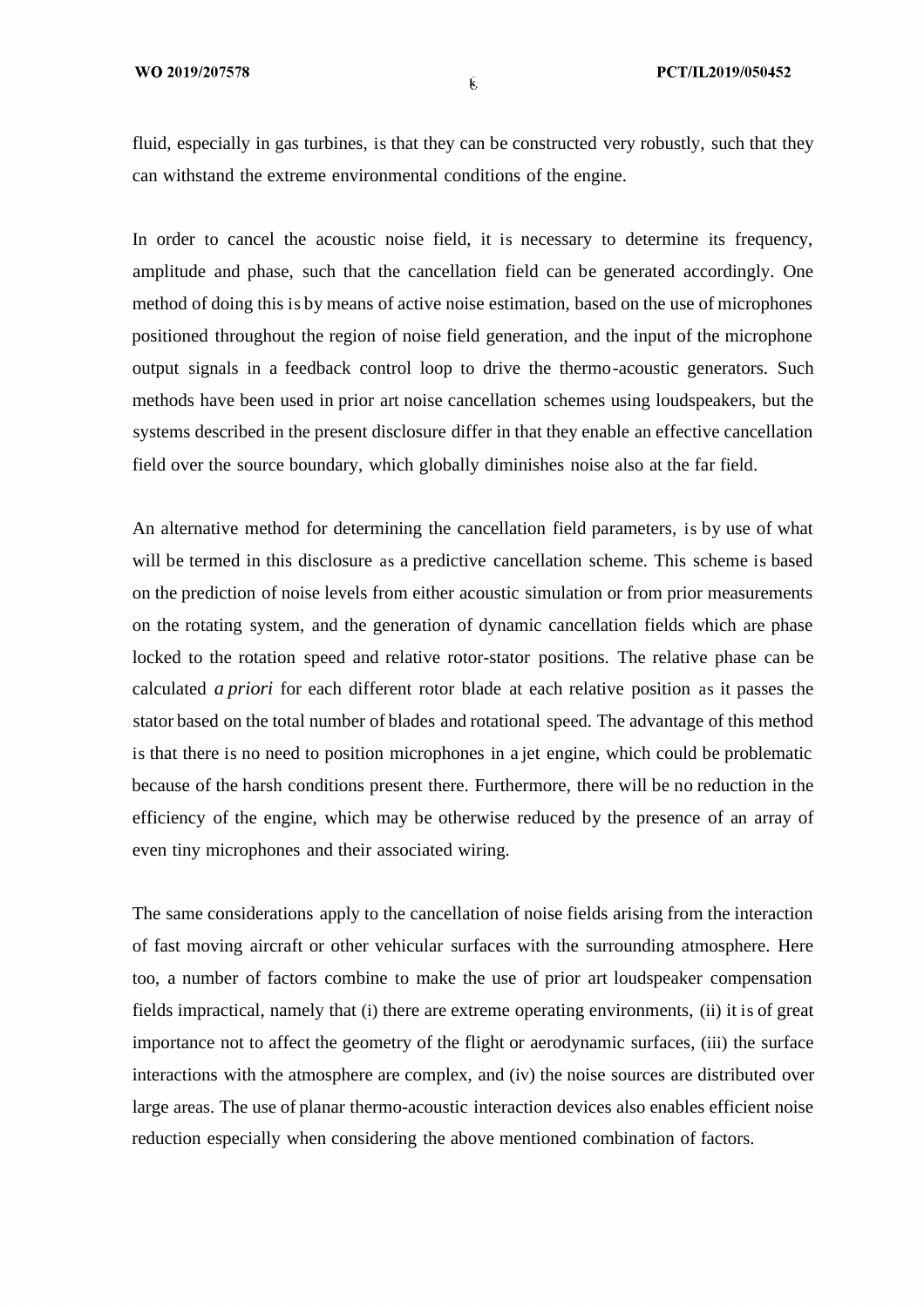fluid, especially in gas turbines, is that they can be constructed very robustly, such that they can withstand the extreme environmental conditions of the engine.

In order to cancel the acoustic noise field, it is necessary to determine its frequency, amplitude and phase, such that the cancellation field can be generated accordingly. One method of doing this is by means of active noise estimation, based on the use of microphones positioned throughout the region of noise field generation, and the input of the microphone output signals in a feedback control loop to drive the thermo-acoustic generators. Such methods have been used in prior art noise cancellation schemes using loudspeakers, but the systems described in the present disclosure differ in that they enable an effective cancellation field over the source boundary, which globally diminishes noise also at the far field.

An alternative method for determining the cancellation field parameters, is by use of what will be termed in this disclosure as a predictive cancellation scheme. This scheme is based on the prediction of noise levels from either acoustic simulation or from prior measurements on the rotating system, and the generation of dynamic cancellation fields which are phase locked to the rotation speed and relative rotor-stator positions. The relative phase can be calculated *a priori* for each different rotor blade at each relative position as it passes the stator based on the total number of blades and rotational speed. The advantage of this method is that there is no need to position microphones in a jet engine, which could be problematic because of the harsh conditions present there. Furthermore, there will be no reduction in the efficiency of the engine, which may be otherwise reduced by the presence of an array of even tiny microphones and their associated wiring.

The same considerations apply to the cancellation of noise fields arising from the interaction of fast moving aircraft or other vehicular surfaces with the surrounding atmosphere. Here too, a number of factors combine to make the use of prior art loudspeaker compensation fields impractical, namely that (i) there are extreme operating environments, (ii) it is of great importance not to affect the geometry of the flight or aerodynamic surfaces, (iii) the surface interactions with the atmosphere are complex, and (iv) the noise sources are distributed over large areas. The use of planar thermo-acoustic interaction devices also enables efficient noise reduction especially when considering the above mentioned combination of factors.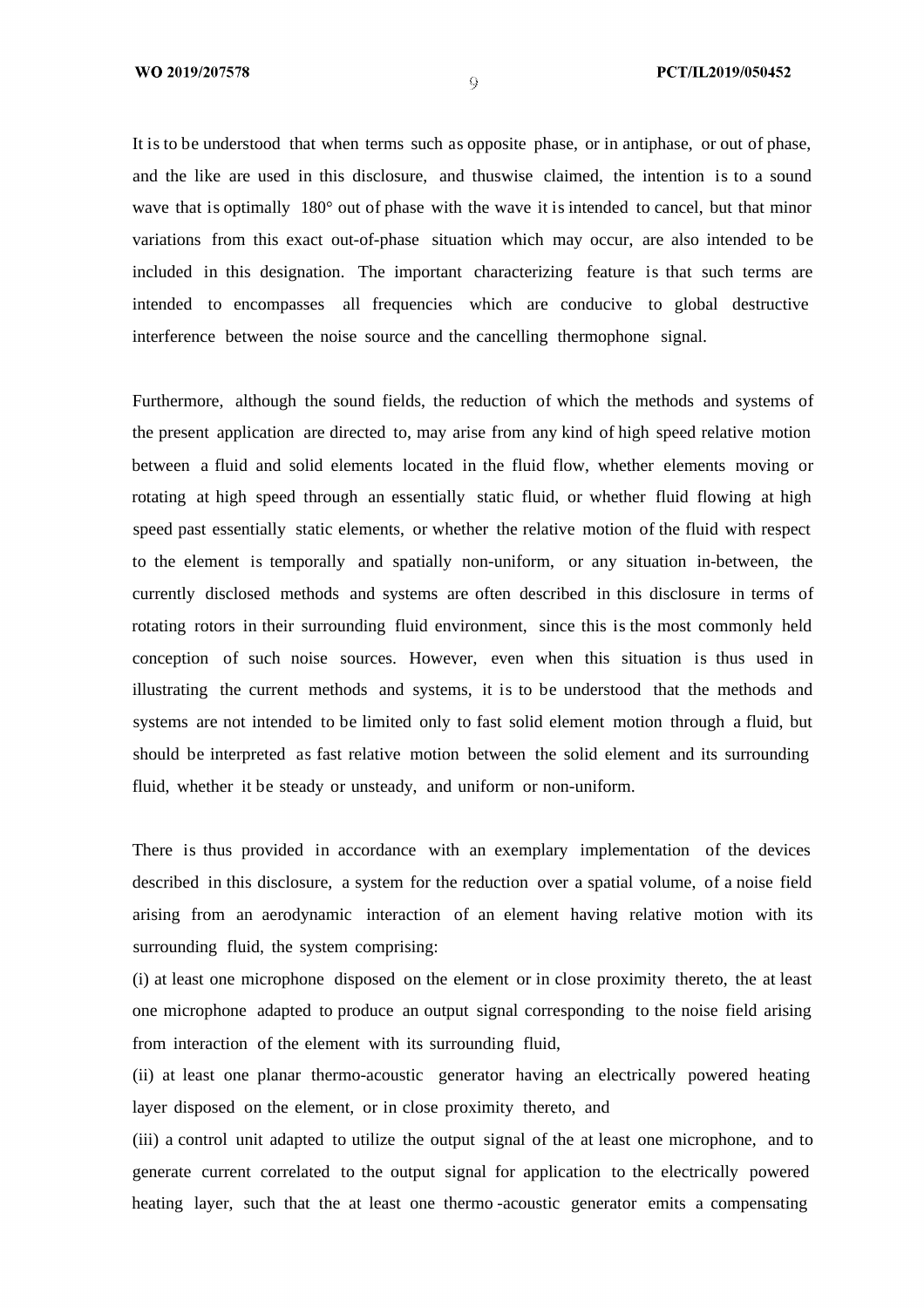It is to be understood that when terms such as opposite phase, or in antiphase, or out of phase, and the like are used in this disclosure, and thuswise claimed, the intention is to a sound wave that is optimally 180° out of phase with the wave it is intended to cancel, but that minor variations from this exact out-of-phase situation which may occur, are also intended to be included in this designation. The important characterizing feature is that such terms are intended to encompasses all frequencies which are conducive to global destructive interference between the noise source and the cancelling thermophone signal.

Furthermore, although the sound fields, the reduction of which the methods and systems of the present application are directed to, may arise from any kind of high speed relative motion between a fluid and solid elements located in the fluid flow, whether elements moving or rotating at high speed through an essentially static fluid, or whether fluid flowing at high speed past essentially static elements, or whether the relative motion of the fluid with respect to the element is temporally and spatially non-uniform, or any situation in-between, the currently disclosed methods and systems are often described in this disclosure in terms of rotating rotors in their surrounding fluid environment, since this is the most commonly held conception of such noise sources. However, even when this situation is thus used in illustrating the current methods and systems, it is to be understood that the methods and systems are not intended to be limited only to fast solid element motion through a fluid, but should be interpreted as fast relative motion between the solid element and its surrounding fluid, whether it be steady or unsteady, and uniform or non-uniform.

There is thus provided in accordance with an exemplary implementation of the devices described in this disclosure, a system for the reduction over a spatial volume, of a noise field arising from an aerodynamic interaction of an element having relative motion with its surrounding fluid, the system comprising:

(i) at least one microphone disposed on the element or in close proximity thereto, the at least one microphone adapted to produce an output signal corresponding to the noise field arising from interaction of the element with its surrounding fluid,

(ii) at least one planar thermo-acoustic generator having an electrically powered heating layer disposed on the element, or in close proximity thereto, and

(iii) a control unit adapted to utilize the output signal of the at least one microphone, and to generate current correlated to the output signal for application to the electrically powered heating layer, such that the at least one thermo-acoustic generator emits a compensating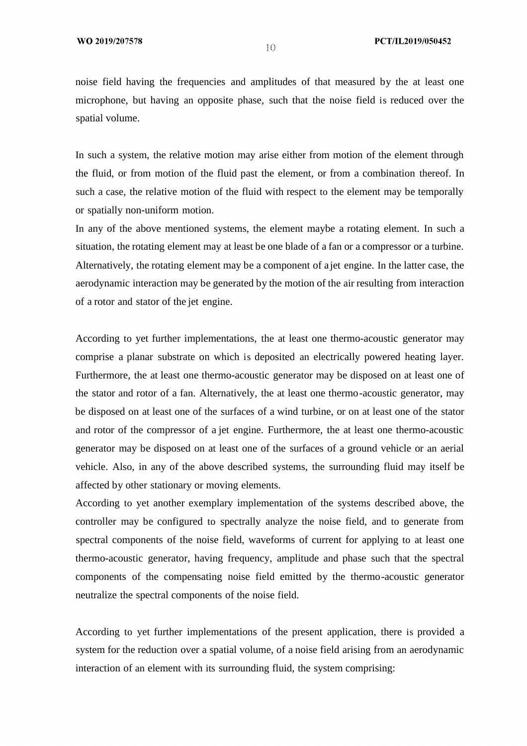noise field having the frequencies and amplitudes of that measured by the at least one microphone, but having an opposite phase, such that the noise field is reduced over the spatial volume.

In such a system, the relative motion may arise either from motion of the element through the fluid, or from motion of the fluid past the element, or from a combination thereof. In such a case, the relative motion of the fluid with respect to the element may be temporally or spatially non-uniform motion.

In any of the above mentioned systems, the element maybe a rotating element. In such a situation, the rotating element may at least be one blade of a fan or a compressor or a turbine. Alternatively, the rotating element may be a component of a jet engine. In the latter case, the aerodynamic interaction may be generated by the motion of the air resulting from interaction of a rotor and stator of the jet engine.

According to yet further implementations, the at least one thermo-acoustic generator may comprise a planar substrate on which is deposited an electrically powered heating layer. Furthermore, the at least one thermo-acoustic generator may be disposed on at least one of the stator and rotor of a fan. Alternatively, the at least one thermo-acoustic generator, may be disposed on at least one of the surfaces of a wind turbine, or on at least one of the stator and rotor of the compressor of a jet engine. Furthermore, the at least one thermo-acoustic generator may be disposed on at least one of the surfaces of a ground vehicle or an aerial vehicle. Also, in any of the above described systems, the surrounding fluid may itself be affected by other stationary or moving elements.

According to yet another exemplary implementation of the systems described above, the controller may be configured to spectrally analyze the noise field, and to generate from spectral components of the noise field, waveforms of current for applying to at least one thermo-acoustic generator, having frequency, amplitude and phase such that the spectral components of the compensating noise field emitted by the thermo-acoustic generator neutralize the spectral components of the noise field.

According to yet further implementations of the present application, there is provided a system for the reduction over a spatial volume, of a noise field arising from an aerodynamic interaction of an element with its surrounding fluid, the system comprising: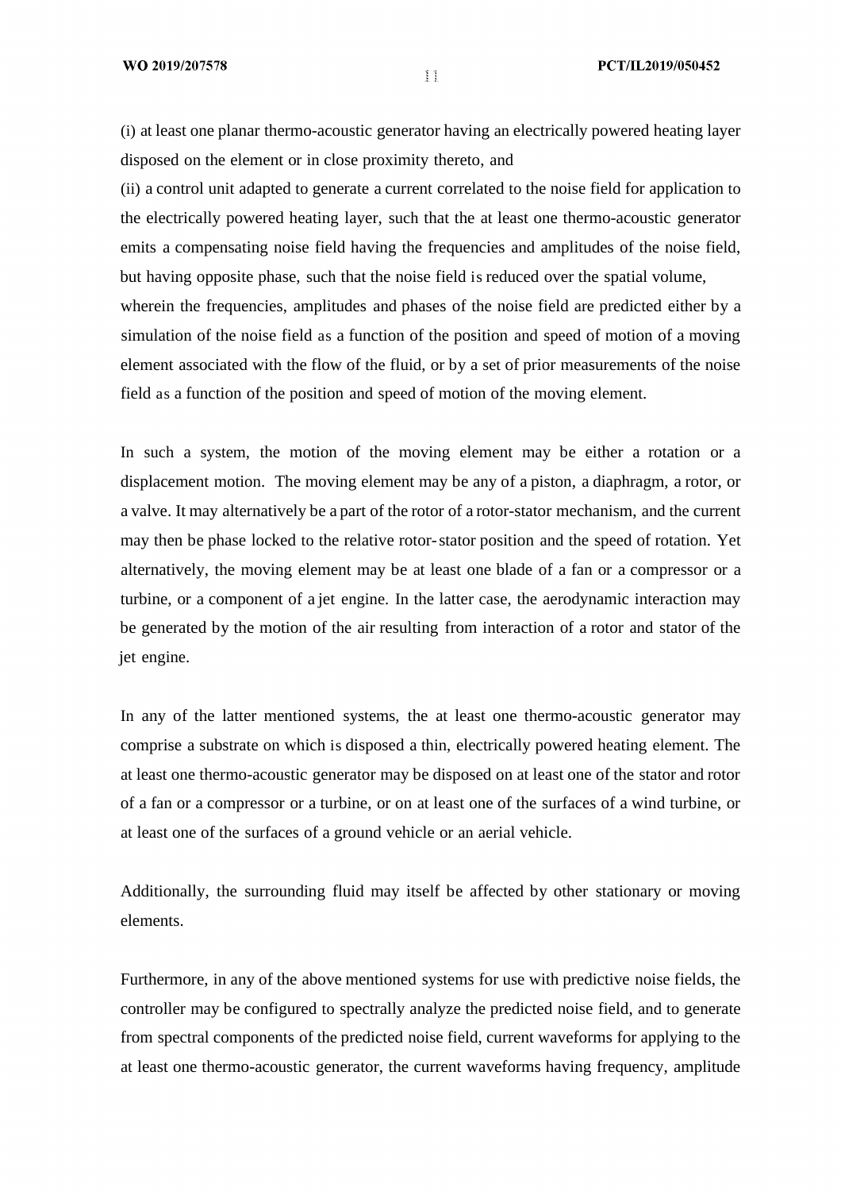(i) at least one planar thermo-acoustic generator having an electrically powered heating layer disposed on the element or in close proximity thereto, and

(ii) a control unit adapted to generate a current correlated to the noise field for application to the electrically powered heating layer, such that the at least one thermo-acoustic generator emits a compensating noise field having the frequencies and amplitudes of the noise field, but having opposite phase, such that the noise field is reduced over the spatial volume,

wherein the frequencies, amplitudes and phases of the noise field are predicted either by a simulation of the noise field as a function of the position and speed of motion of a moving element associated with the flow of the fluid, or by a set of prior measurements of the noise field as a function of the position and speed of motion of the moving element.

In such a system, the motion of the moving element may be either a rotation or a displacement motion. The moving element may be any of a piston, a diaphragm, a rotor, or a valve. It may alternatively be a part of the rotor of a rotor-stator mechanism, and the current may then be phase locked to the relative rotor-stator position and the speed of rotation. Yet alternatively, the moving element may be at least one blade of a fan or a compressor or a turbine, or a component of a jet engine. In the latter case, the aerodynamic interaction may be generated by the motion of the air resulting from interaction of a rotor and stator of the jet engine.

In any of the latter mentioned systems, the at least one thermo-acoustic generator may comprise a substrate on which is disposed a thin, electrically powered heating element. The at least one thermo-acoustic generator may be disposed on at least one of the stator and rotor of a fan or a compressor or a turbine, or on at least one of the surfaces of a wind turbine, or at least one of the surfaces of a ground vehicle or an aerial vehicle.

Additionally, the surrounding fluid may itself be affected by other stationary or moving elements.

Furthermore, in any of the above mentioned systems for use with predictive noise fields, the controller may be configured to spectrally analyze the predicted noise field, and to generate from spectral components of the predicted noise field, current waveforms for applying to the at least one thermo-acoustic generator, the current waveforms having frequency, amplitude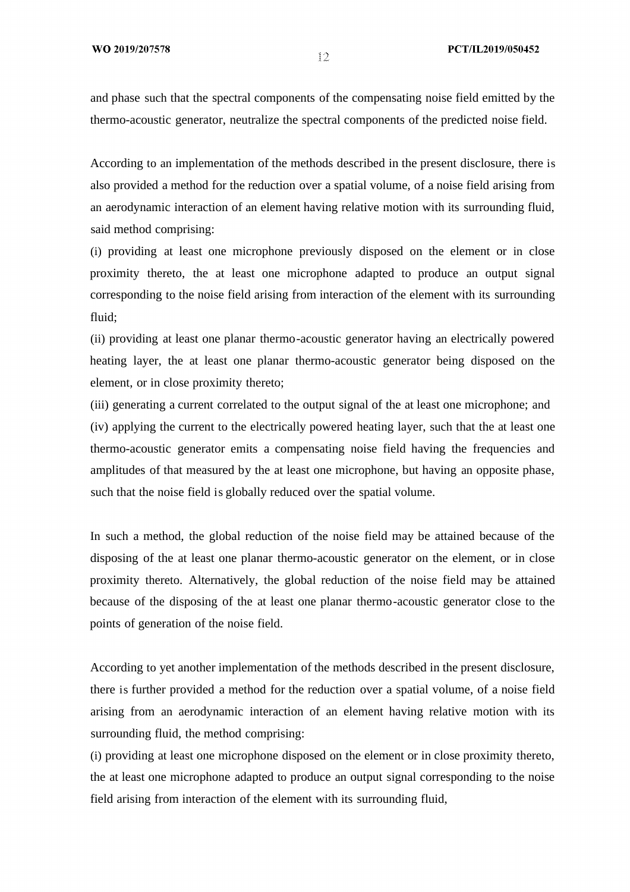and phase such that the spectral components of the compensating noise field emitted by the thermo-acoustic generator, neutralize the spectral components of the predicted noise field.

According to an implementation of the methods described in the present disclosure, there is also provided a method for the reduction over a spatial volume, of a noise field arising from an aerodynamic interaction of an element having relative motion with its surrounding fluid, said method comprising:

(i) providing at least one microphone previously disposed on the element or in close proximity thereto, the at least one microphone adapted to produce an output signal corresponding to the noise field arising from interaction of the element with its surrounding fluid;

(ii) providing at least one planar thermo-acoustic generator having an electrically powered heating layer, the at least one planar thermo-acoustic generator being disposed on the element, or in close proximity thereto;

(iii) generating a current correlated to the output signal of the at least one microphone; and

(iv) applying the current to the electrically powered heating layer, such that the at least one thermo-acoustic generator emits a compensating noise field having the frequencies and amplitudes of that measured by the at least one microphone, but having an opposite phase, such that the noise field is globally reduced over the spatial volume.

In such a method, the global reduction of the noise field may be attained because of the disposing of the at least one planar thermo-acoustic generator on the element, or in close proximity thereto. Alternatively, the global reduction of the noise field may be attained because of the disposing of the at least one planar thermo-acoustic generator close to the points of generation of the noise field.

According to yet another implementation of the methods described in the present disclosure, there is further provided a method for the reduction over a spatial volume, of a noise field arising from an aerodynamic interaction of an element having relative motion with its surrounding fluid, the method comprising:

(i) providing at least one microphone disposed on the element or in close proximity thereto, the at least one microphone adapted to produce an output signal corresponding to the noise field arising from interaction of the element with its surrounding fluid,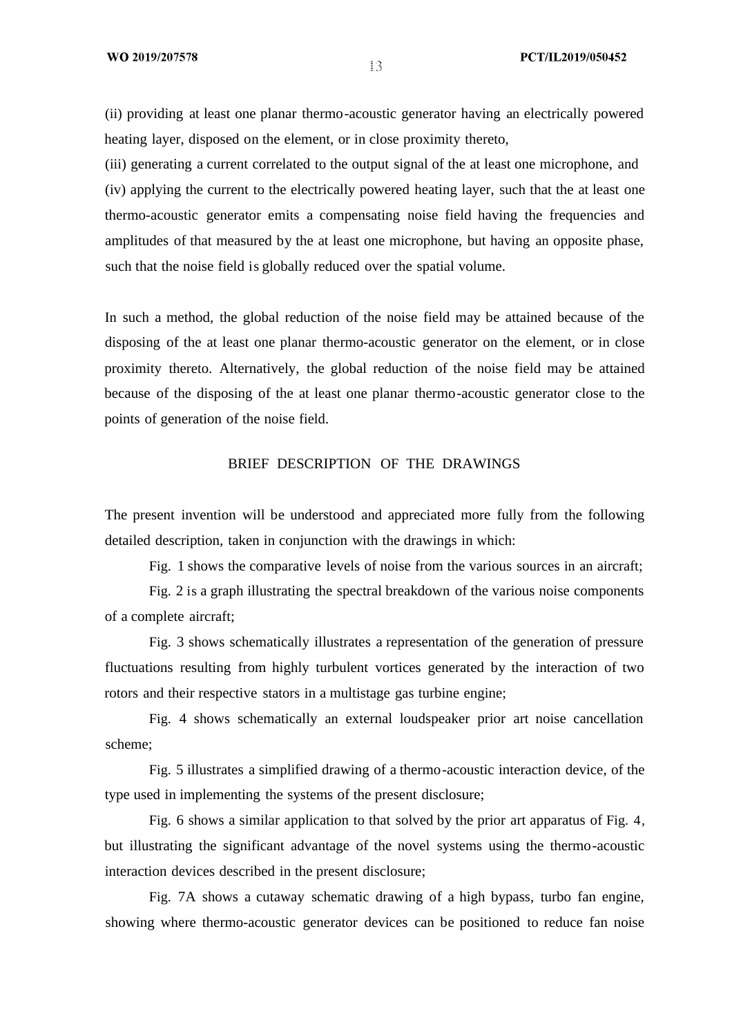(ii) providing at least one planar thermo-acoustic generator having an electrically powered heating layer, disposed on the element, or in close proximity thereto,

(iii) generating a current correlated to the output signal of the at least one microphone, and

(iv) applying the current to the electrically powered heating layer, such that the at least one thermo-acoustic generator emits a compensating noise field having the frequencies and amplitudes of that measured by the at least one microphone, but having an opposite phase, such that the noise field is globally reduced over the spatial volume.

In such a method, the global reduction of the noise field may be attained because of the disposing of the at least one planar thermo-acoustic generator on the element, or in close proximity thereto. Alternatively, the global reduction of the noise field may be attained because of the disposing of the at least one planar thermo-acoustic generator close to the points of generation of the noise field.

## BRIEF DESCRIPTION OF THE DRAWINGS

The present invention will be understood and appreciated more fully from the following detailed description, taken in conjunction with the drawings in which:

Fig. 1 shows the comparative levels of noise from the various sources in an aircraft;

Fig. 2 is a graph illustrating the spectral breakdown of the various noise components of a complete aircraft;

Fig. 3 shows schematically illustrates a representation of the generation of pressure fluctuations resulting from highly turbulent vortices generated by the interaction of two rotors and their respective stators in a multistage gas turbine engine;

Fig. 4 shows schematically an external loudspeaker prior art noise cancellation scheme;

Fig. 5 illustrates a simplified drawing of a thermo-acoustic interaction device, of the type used in implementing the systems of the present disclosure;

Fig. 6 shows a similar application to that solved by the prior art apparatus of Fig. 4, but illustrating the significant advantage of the novel systems using the thermo-acoustic interaction devices described in the present disclosure;

Fig. 7A shows a cutaway schematic drawing of a high bypass, turbo fan engine, showing where thermo-acoustic generator devices can be positioned to reduce fan noise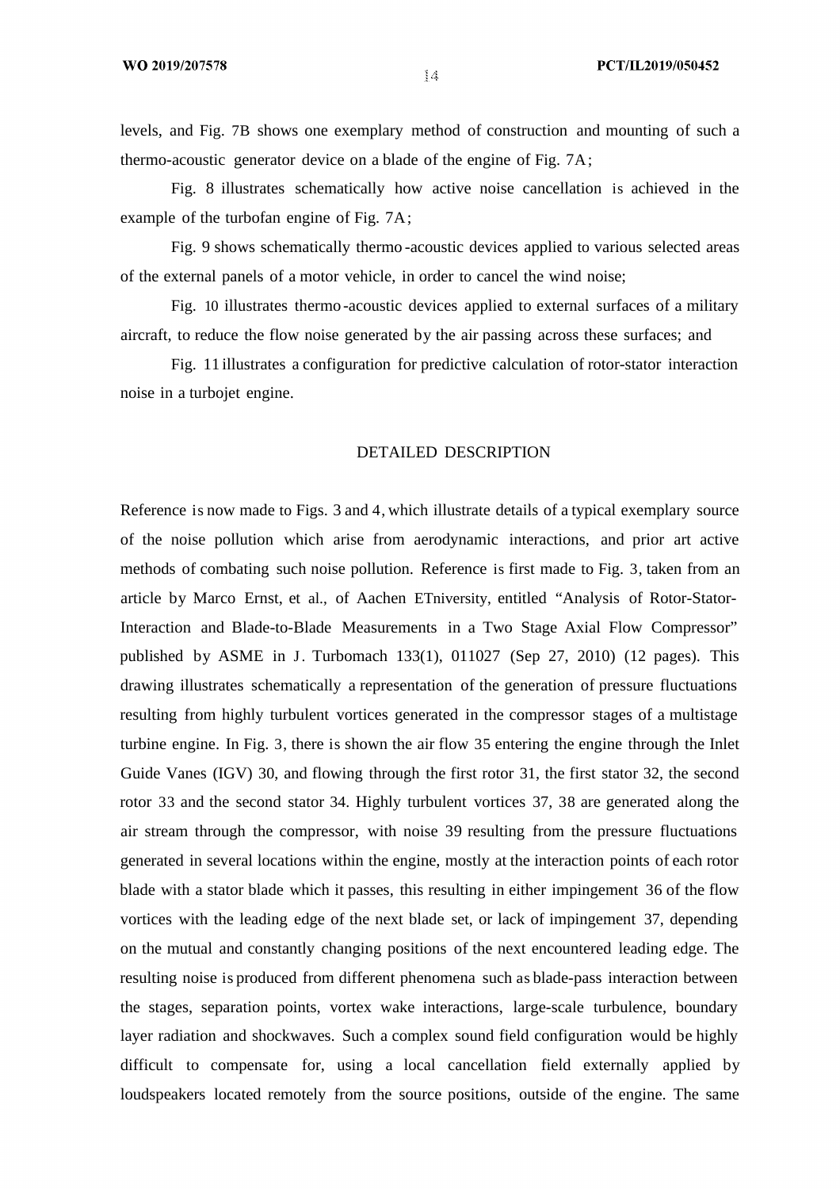levels, and Fig. 7B shows one exemplary method of construction and mounting of such a thermo-acoustic generator device on a blade of the engine of Fig. 7A;

Fig. 8 illustrates schematically how active noise cancellation is achieved in the example of the turbofan engine of Fig. 7A;

Fig. 9 shows schematically thermo-acoustic devices applied to various selected areas of the external panels of a motor vehicle, in order to cancel the wind noise;

Fig. 10 illustrates thermo-acoustic devices applied to external surfaces of a military aircraft, to reduce the flow noise generated by the air passing across these surfaces; and

Fig. 11 illustrates a configuration for predictive calculation of rotor-stator interaction noise in a turbojet engine.

## DETAILED DESCRIPTION

Reference is now made to Figs. 3 and 4, which illustrate details of a typical exemplary source of the noise pollution which arise from aerodynamic interactions, and prior art active methods of combating such noise pollution. Reference is first made to Fig. 3, taken from an article by Marco Ernst, et al., of Aachen ETniversity, entitled “Analysis of Rotor-Stator-Interaction and Blade-to-Blade Measurements in a Two Stage Axial Flow Compressor” published by ASME in J. Turbomach 133(1), 011027 (Sep 27, 2010) (12 pages). This drawing illustrates schematically a representation of the generation of pressure fluctuations resulting from highly turbulent vortices generated in the compressor stages of a multistage turbine engine. In Fig. 3, there is shown the air flow 35 entering the engine through the Inlet Guide Vanes (IGV) 30, and flowing through the first rotor 31, the first stator 32, the second rotor 33 and the second stator 34. Highly turbulent vortices 37, 38 are generated along the air stream through the compressor, with noise 39 resulting from the pressure fluctuations generated in several locations within the engine, mostly at the interaction points of each rotor blade with a stator blade which it passes, this resulting in either impingement 36 of the flow vortices with the leading edge of the next blade set, or lack of impingement 37, depending on the mutual and constantly changing positions of the next encountered leading edge. The resulting noise is produced from different phenomena such as blade-pass interaction between the stages, separation points, vortex wake interactions, large-scale turbulence, boundary layer radiation and shockwaves. Such a complex sound field configuration would be highly difficult to compensate for, using a local cancellation field externally applied by loudspeakers located remotely from the source positions, outside of the engine. The same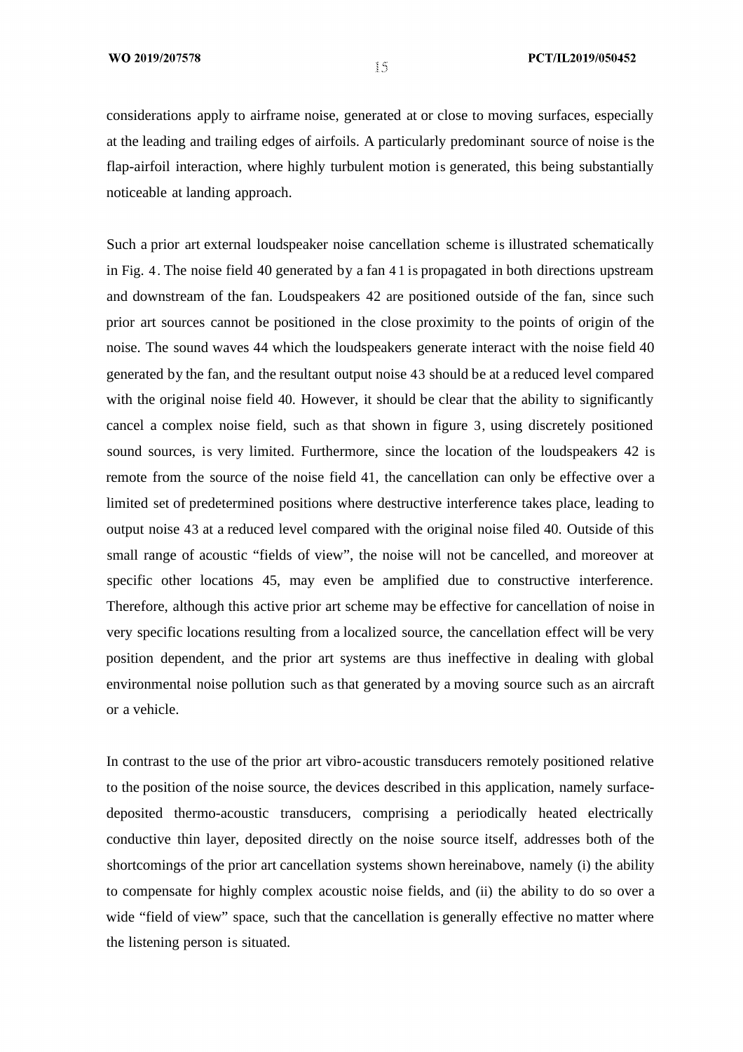considerations apply to airframe noise, generated at or close to moving surfaces, especially at the leading and trailing edges of airfoils. A particularly predominant source of noise is the flap-airfoil interaction, where highly turbulent motion is generated, this being substantially noticeable at landing approach.

Such a prior art external loudspeaker noise cancellation scheme is illustrated schematically in Fig. 4. The noise field 40 generated by a fan 41 is propagated in both directions upstream and downstream of the fan. Loudspeakers 42 are positioned outside of the fan, since such prior art sources cannot be positioned in the close proximity to the points of origin of the noise. The sound waves 44 which the loudspeakers generate interact with the noise field 40 generated by the fan, and the resultant output noise 43 should be at a reduced level compared with the original noise field 40. However, it should be clear that the ability to significantly cancel a complex noise field, such as that shown in figure 3, using discretely positioned sound sources, is very limited. Furthermore, since the location of the loudspeakers 42 is remote from the source of the noise field 41, the cancellation can only be effective over a limited set of predetermined positions where destructive interference takes place, leading to output noise 43 at a reduced level compared with the original noise filed 40. Outside of this small range of acoustic "fields of view", the noise will not be cancelled, and moreover at specific other locations 45, may even be amplified due to constructive interference. Therefore, although this active prior art scheme may be effective for cancellation of noise in very specific locations resulting from a localized source, the cancellation effect will be very position dependent, and the prior art systems are thus ineffective in dealing with global environmental noise pollution such as that generated by a moving source such as an aircraft or a vehicle.

In contrast to the use of the prior art vibro-acoustic transducers remotely positioned relative to the position of the noise source, the devices described in this application, namely surface-deposited thermo-acoustic transducers, comprising a periodically heated electrically conductive thin layer, deposited directly on the noise source itself, addresses both of the shortcomings of the prior art cancellation systems shown hereinabove, namely (i) the ability to compensate for highly complex acoustic noise fields, and (ii) the ability to do so over a wide "field of view" space, such that the cancellation is generally effective no matter where the listening person is situated.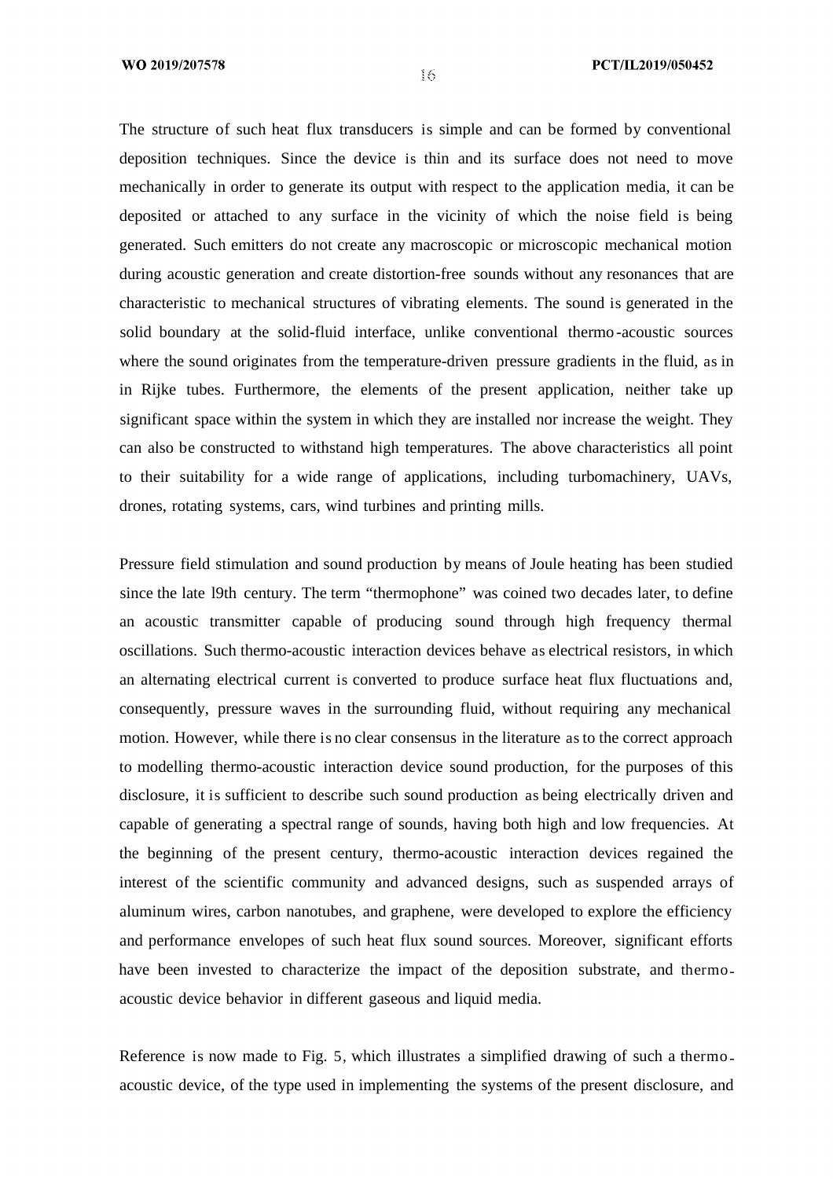The structure of such heat flux transducers is simple and can be formed by conventional deposition techniques. Since the device is thin and its surface does not need to move mechanically in order to generate its output with respect to the application media, it can be deposited or attached to any surface in the vicinity of which the noise field is being generated. Such emitters do not create any macroscopic or microscopic mechanical motion during acoustic generation and create distortion-free sounds without any resonances that are characteristic to mechanical structures of vibrating elements. The sound is generated in the solid boundary at the solid-fluid interface, unlike conventional thermo-acoustic sources where the sound originates from the temperature-driven pressure gradients in the fluid, as in in Rijke tubes. Furthermore, the elements of the present application, neither take up significant space within the system in which they are installed nor increase the weight. They can also be constructed to withstand high temperatures. The above characteristics all point to their suitability for a wide range of applications, including turbomachinery, UAVs, drones, rotating systems, cars, wind turbines and printing mills.

Pressure field stimulation and sound production by means of Joule heating has been studied since the late l9th century. The term "thermophone" was coined two decades later, to define an acoustic transmitter capable of producing sound through high frequency thermal oscillations. Such thermo-acoustic interaction devices behave as electrical resistors, in which an alternating electrical current is converted to produce surface heat flux fluctuations and, consequently, pressure waves in the surrounding fluid, without requiring any mechanical motion. However, while there is no clear consensus in the literature as to the correct approach to modelling thermo-acoustic interaction device sound production, for the purposes of this disclosure, it is sufficient to describe such sound production as being electrically driven and capable of generating a spectral range of sounds, having both high and low frequencies. At the beginning of the present century, thermo-acoustic interaction devices regained the interest of the scientific community and advanced designs, such as suspended arrays of aluminum wires, carbon nanotubes, and graphene, were developed to explore the efficiency and performance envelopes of such heat flux sound sources. Moreover, significant efforts have been invested to characterize the impact of the deposition substrate, and thermo-acoustic device behavior in different gaseous and liquid media.

Reference is now made to Fig. 5, which illustrates a simplified drawing of such a thermo-acoustic device, of the type used in implementing the systems of the present disclosure, and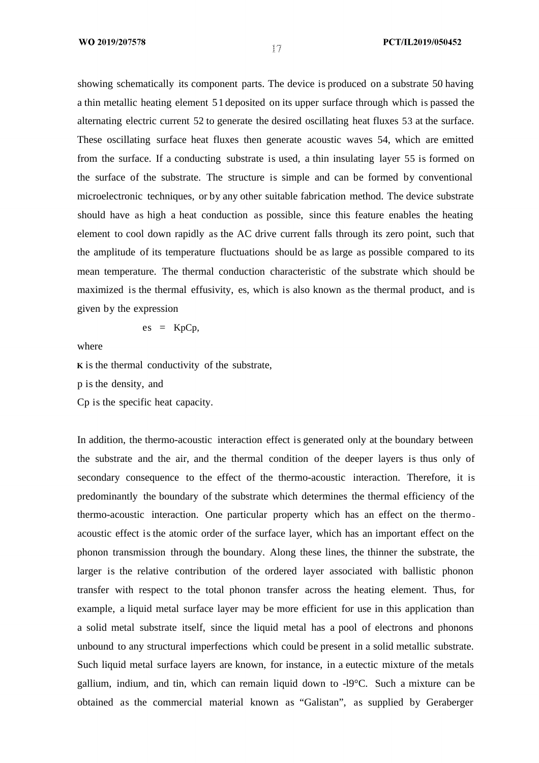showing schematically its component parts. The device is produced on a substrate 50 having a thin metallic heating element 51 deposited on its upper surface through which is passed the alternating electric current 52 to generate the desired oscillating heat fluxes 53 at the surface. These oscillating surface heat fluxes then generate acoustic waves 54, which are emitted from the surface. If a conducting substrate is used, a thin insulating layer 55 is formed on the surface of the substrate. The structure is simple and can be formed by conventional microelectronic techniques, or by any other suitable fabrication method. The device substrate should have as high a heat conduction as possible, since this feature enables the heating element to cool down rapidly as the AC drive current falls through its zero point, such that the amplitude of its temperature fluctuations should be as large as possible compared to its mean temperature. The thermal conduction characteristic of the substrate which should be maximized is the thermal effusivity, es, which is also known as the thermal product, and is given by the expression

$$es = K p C p,$$

where

K is the thermal conductivity of the substrate,

p is the density, and

Cp is the specific heat capacity.

In addition, the thermo-acoustic interaction effect is generated only at the boundary between the substrate and the air, and the thermal condition of the deeper layers is thus only of secondary consequence to the effect of the thermo-acoustic interaction. Therefore, it is predominantly the boundary of the substrate which determines the thermal efficiency of the thermo-acoustic interaction. One particular property which has an effect on the thermo-acoustic effect is the atomic order of the surface layer, which has an important effect on the phonon transmission through the boundary. Along these lines, the thinner the substrate, the larger is the relative contribution of the ordered layer associated with ballistic phonon transfer with respect to the total phonon transfer across the heating element. Thus, for example, a liquid metal surface layer may be more efficient for use in this application than a solid metal substrate itself, since the liquid metal has a pool of electrons and phonons unbound to any structural imperfections which could be present in a solid metallic substrate. Such liquid metal surface layers are known, for instance, in a eutectic mixture of the metals gallium, indium, and tin, which can remain liquid down to -l9°C. Such a mixture can be obtained as the commercial material known as “Galistan”, as supplied by Geraberger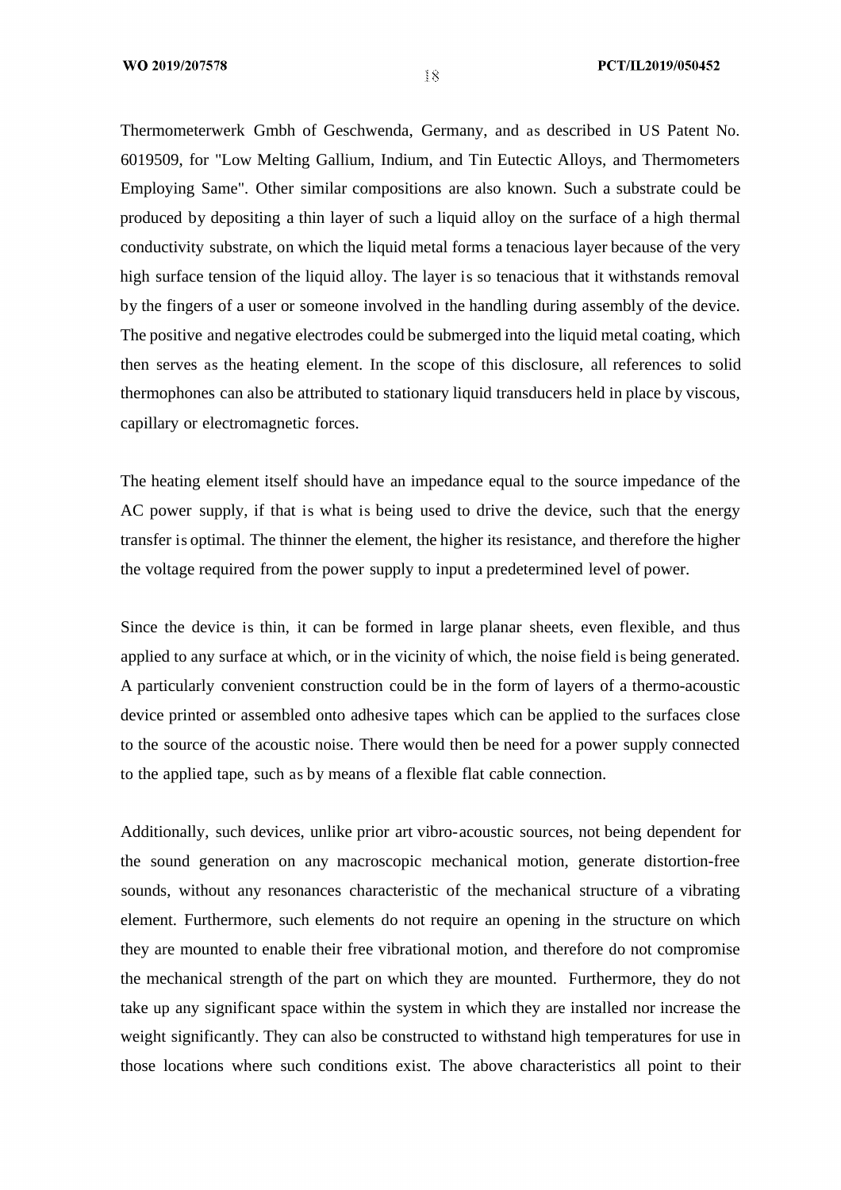Thermometerwerk Gmbh of Geschwenda, Germany, and as described in US Patent No. 6019509, for "Low Melting Gallium, Indium, and Tin Eutectic Alloys, and Thermometers Employing Same". Other similar compositions are also known. Such a substrate could be produced by depositing a thin layer of such a liquid alloy on the surface of a high thermal conductivity substrate, on which the liquid metal forms a tenacious layer because of the very high surface tension of the liquid alloy. The layer is so tenacious that it withstands removal by the fingers of a user or someone involved in the handling during assembly of the device. The positive and negative electrodes could be submerged into the liquid metal coating, which then serves as the heating element. In the scope of this disclosure, all references to solid thermophones can also be attributed to stationary liquid transducers held in place by viscous, capillary or electromagnetic forces.

The heating element itself should have an impedance equal to the source impedance of the AC power supply, if that is what is being used to drive the device, such that the energy transfer is optimal. The thinner the element, the higher its resistance, and therefore the higher the voltage required from the power supply to input a predetermined level of power.

Since the device is thin, it can be formed in large planar sheets, even flexible, and thus applied to any surface at which, or in the vicinity of which, the noise field is being generated. A particularly convenient construction could be in the form of layers of a thermo-acoustic device printed or assembled onto adhesive tapes which can be applied to the surfaces close to the source of the acoustic noise. There would then be need for a power supply connected to the applied tape, such as by means of a flexible flat cable connection.

Additionally, such devices, unlike prior art vibro-acoustic sources, not being dependent for the sound generation on any macroscopic mechanical motion, generate distortion-free sounds, without any resonances characteristic of the mechanical structure of a vibrating element. Furthermore, such elements do not require an opening in the structure on which they are mounted to enable their free vibrational motion, and therefore do not compromise the mechanical strength of the part on which they are mounted. Furthermore, they do not take up any significant space within the system in which they are installed nor increase the weight significantly. They can also be constructed to withstand high temperatures for use in those locations where such conditions exist. The above characteristics all point to their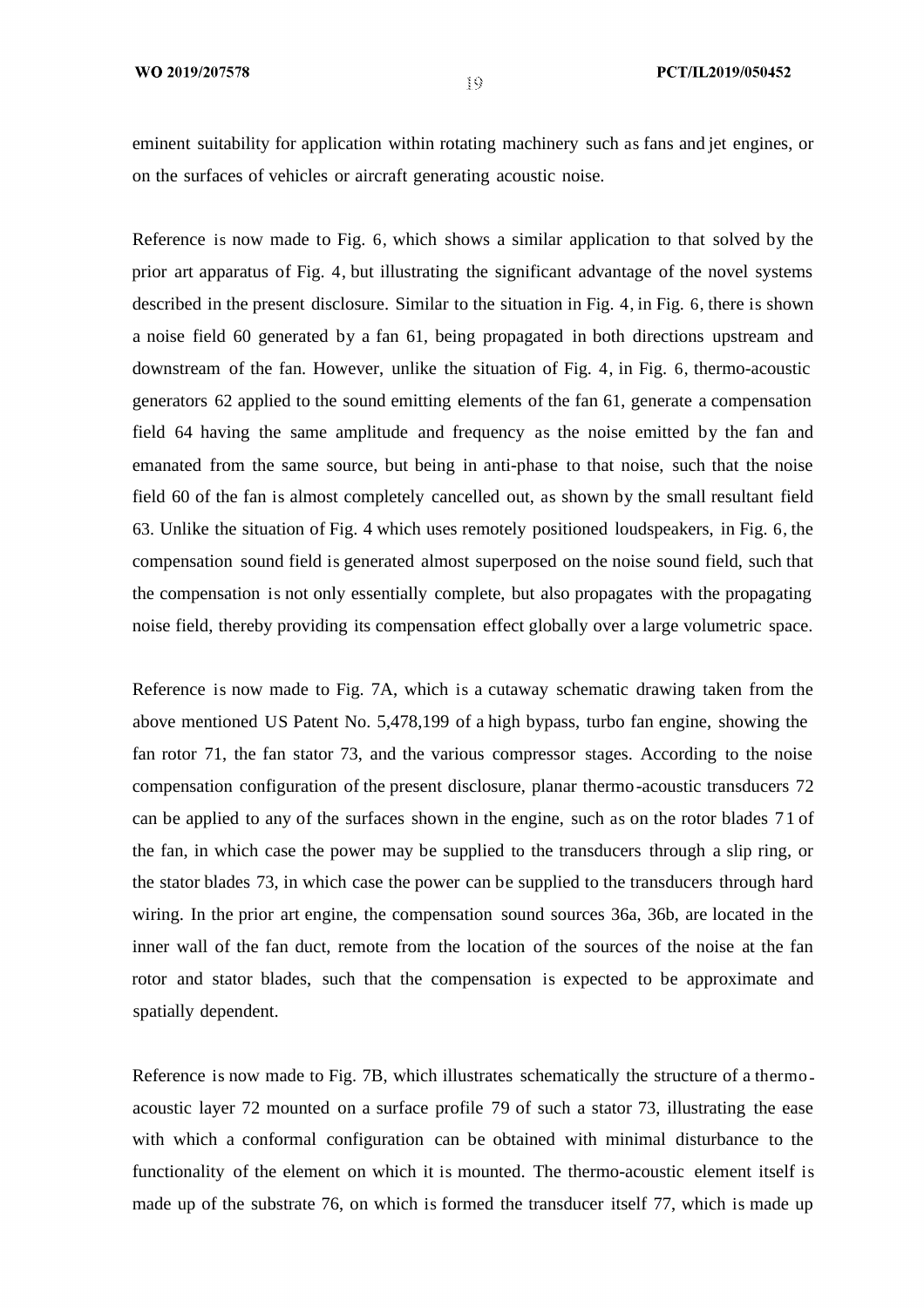eminent suitability for application within rotating machinery such as fans and jet engines, or on the surfaces of vehicles or aircraft generating acoustic noise.

Reference is now made to Fig. 6, which shows a similar application to that solved by the prior art apparatus of Fig. 4, but illustrating the significant advantage of the novel systems described in the present disclosure. Similar to the situation in Fig. 4, in Fig. 6, there is shown a noise field 60 generated by a fan 61, being propagated in both directions upstream and downstream of the fan. However, unlike the situation of Fig. 4, in Fig. 6, thermo-acoustic generators 62 applied to the sound emitting elements of the fan 61, generate a compensation field 64 having the same amplitude and frequency as the noise emitted by the fan and emanated from the same source, but being in anti-phase to that noise, such that the noise field 60 of the fan is almost completely cancelled out, as shown by the small resultant field 63. Unlike the situation of Fig. 4 which uses remotely positioned loudspeakers, in Fig. 6, the compensation sound field is generated almost superposed on the noise sound field, such that the compensation is not only essentially complete, but also propagates with the propagating noise field, thereby providing its compensation effect globally over a large volumetric space.

Reference is now made to Fig. 7A, which is a cutaway schematic drawing taken from the above mentioned US Patent No. 5,478,199 of a high bypass, turbo fan engine, showing the fan rotor 71, the fan stator 73, and the various compressor stages. According to the noise compensation configuration of the present disclosure, planar thermo-acoustic transducers 72 can be applied to any of the surfaces shown in the engine, such as on the rotor blades 71 of the fan, in which case the power may be supplied to the transducers through a slip ring, or the stator blades 73, in which case the power can be supplied to the transducers through hard wiring. In the prior art engine, the compensation sound sources 36a, 36b, are located in the inner wall of the fan duct, remote from the location of the sources of the noise at the fan rotor and stator blades, such that the compensation is expected to be approximate and spatially dependent.

Reference is now made to Fig. 7B, which illustrates schematically the structure of a thermo-acoustic layer 72 mounted on a surface profile 79 of such a stator 73, illustrating the ease with which a conformal configuration can be obtained with minimal disturbance to the functionality of the element on which it is mounted. The thermo-acoustic element itself is made up of the substrate 76, on which is formed the transducer itself 77, which is made up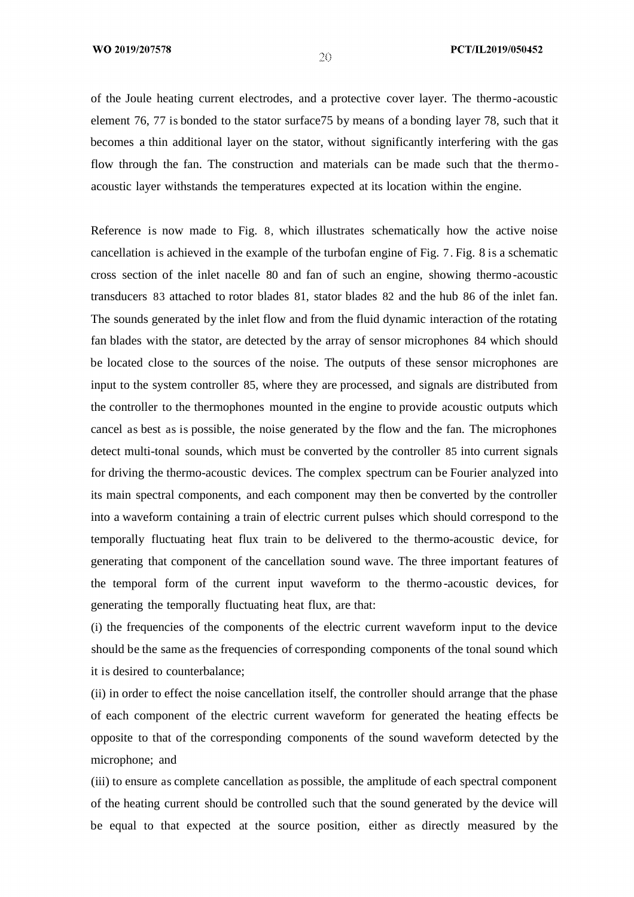of the Joule heating current electrodes, and a protective cover layer. The thermo-acoustic element 76, 77 is bonded to the stator surface75 by means of a bonding layer 78, such that it becomes a thin additional layer on the stator, without significantly interfering with the gas flow through the fan. The construction and materials can be made such that the thermo-acoustic layer withstands the temperatures expected at its location within the engine.

Reference is now made to Fig. 8, which illustrates schematically how the active noise cancellation is achieved in the example of the turbofan engine of Fig. 7. Fig. 8 is a schematic cross section of the inlet nacelle 80 and fan of such an engine, showing thermo-acoustic transducers 83 attached to rotor blades 81, stator blades 82 and the hub 86 of the inlet fan. The sounds generated by the inlet flow and from the fluid dynamic interaction of the rotating fan blades with the stator, are detected by the array of sensor microphones 84 which should be located close to the sources of the noise. The outputs of these sensor microphones are input to the system controller 85, where they are processed, and signals are distributed from the controller to the thermophones mounted in the engine to provide acoustic outputs which cancel as best as is possible, the noise generated by the flow and the fan. The microphones detect multi-tonal sounds, which must be converted by the controller 85 into current signals for driving the thermo-acoustic devices. The complex spectrum can be Fourier analyzed into its main spectral components, and each component may then be converted by the controller into a waveform containing a train of electric current pulses which should correspond to the temporally fluctuating heat flux train to be delivered to the thermo-acoustic device, for generating that component of the cancellation sound wave. The three important features of the temporal form of the current input waveform to the thermo-acoustic devices, for generating the temporally fluctuating heat flux, are that:

(i) the frequencies of the components of the electric current waveform input to the device should be the same as the frequencies of corresponding components of the tonal sound which it is desired to counterbalance;

(ii) in order to effect the noise cancellation itself, the controller should arrange that the phase of each component of the electric current waveform for generated the heating effects be opposite to that of the corresponding components of the sound waveform detected by the microphone; and

(iii) to ensure as complete cancellation as possible, the amplitude of each spectral component of the heating current should be controlled such that the sound generated by the device will be equal to that expected at the source position, either as directly measured by the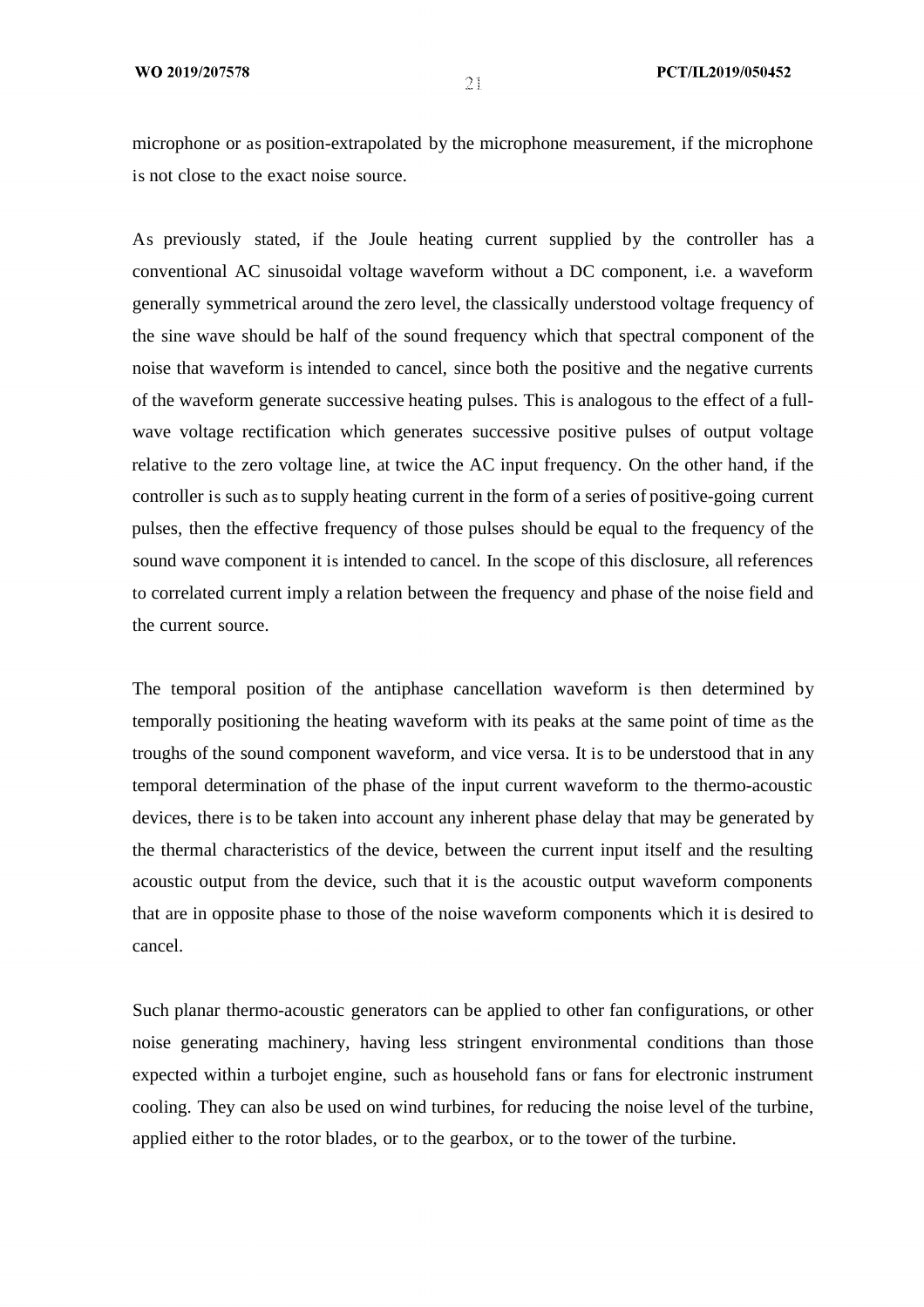microphone or as position-extrapolated by the microphone measurement, if the microphone is not close to the exact noise source.

As previously stated, if the Joule heating current supplied by the controller has a conventional AC sinusoidal voltage waveform without a DC component, i.e. a waveform generally symmetrical around the zero level, the classically understood voltage frequency of the sine wave should be half of the sound frequency which that spectral component of the noise that waveform is intended to cancel, since both the positive and the negative currents of the waveform generate successive heating pulses. This is analogous to the effect of a full-wave voltage rectification which generates successive positive pulses of output voltage relative to the zero voltage line, at twice the AC input frequency. On the other hand, if the controller is such as to supply heating current in the form of a series of positive-going current pulses, then the effective frequency of those pulses should be equal to the frequency of the sound wave component it is intended to cancel. In the scope of this disclosure, all references to correlated current imply a relation between the frequency and phase of the noise field and the current source.

The temporal position of the antiphase cancellation waveform is then determined by temporally positioning the heating waveform with its peaks at the same point of time as the troughs of the sound component waveform, and vice versa. It is to be understood that in any temporal determination of the phase of the input current waveform to the thermo-acoustic devices, there is to be taken into account any inherent phase delay that may be generated by the thermal characteristics of the device, between the current input itself and the resulting acoustic output from the device, such that it is the acoustic output waveform components that are in opposite phase to those of the noise waveform components which it is desired to cancel.

Such planar thermo-acoustic generators can be applied to other fan configurations, or other noise generating machinery, having less stringent environmental conditions than those expected within a turbojet engine, such as household fans or fans for electronic instrument cooling. They can also be used on wind turbines, for reducing the noise level of the turbine, applied either to the rotor blades, or to the gearbox, or to the tower of the turbine.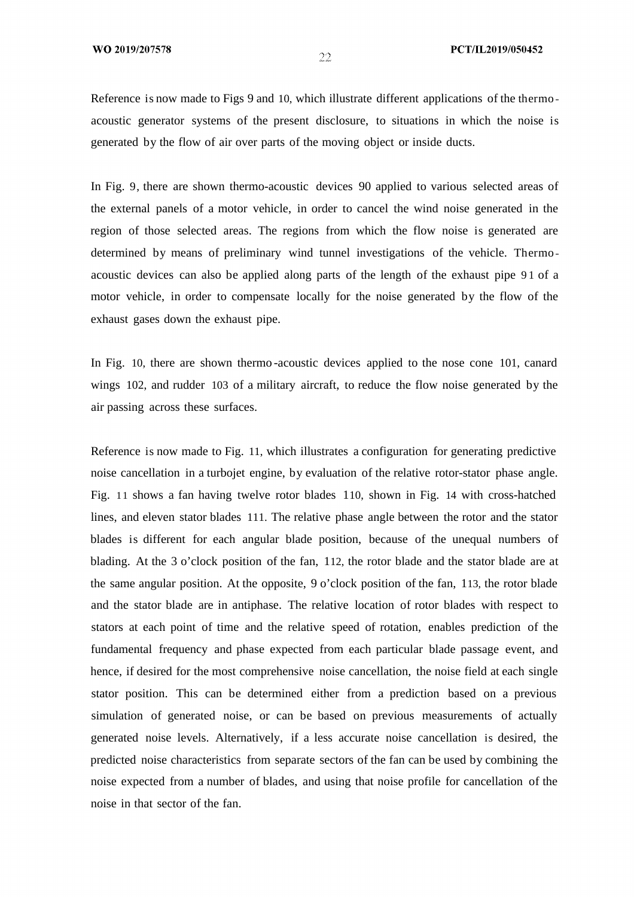Reference is now made to Figs 9 and 10, which illustrate different applications of the thermo-acoustic generator systems of the present disclosure, to situations in which the noise is generated by the flow of air over parts of the moving object or inside ducts.

In Fig. 9, there are shown thermo-acoustic devices 90 applied to various selected areas of the external panels of a motor vehicle, in order to cancel the wind noise generated in the region of those selected areas. The regions from which the flow noise is generated are determined by means of preliminary wind tunnel investigations of the vehicle. Thermo-acoustic devices can also be applied along parts of the length of the exhaust pipe 91 of a motor vehicle, in order to compensate locally for the noise generated by the flow of the exhaust gases down the exhaust pipe.

In Fig. 10, there are shown thermo-acoustic devices applied to the nose cone 101, canard wings 102, and rudder 103 of a military aircraft, to reduce the flow noise generated by the air passing across these surfaces.

Reference is now made to Fig. 11, which illustrates a configuration for generating predictive noise cancellation in a turbojet engine, by evaluation of the relative rotor-stator phase angle. Fig. 11 shows a fan having twelve rotor blades 110, shown in Fig. 14 with cross-hatched lines, and eleven stator blades 111. The relative phase angle between the rotor and the stator blades is different for each angular blade position, because of the unequal numbers of blading. At the 3 o'clock position of the fan, 112, the rotor blade and the stator blade are at the same angular position. At the opposite, 9 o'clock position of the fan, 113, the rotor blade and the stator blade are in antiphase. The relative location of rotor blades with respect to stators at each point of time and the relative speed of rotation, enables prediction of the fundamental frequency and phase expected from each particular blade passage event, and hence, if desired for the most comprehensive noise cancellation, the noise field at each single stator position. This can be determined either from a prediction based on a previous simulation of generated noise, or can be based on previous measurements of actually generated noise levels. Alternatively, if a less accurate noise cancellation is desired, the predicted noise characteristics from separate sectors of the fan can be used by combining the noise expected from a number of blades, and using that noise profile for cancellation of the noise in that sector of the fan.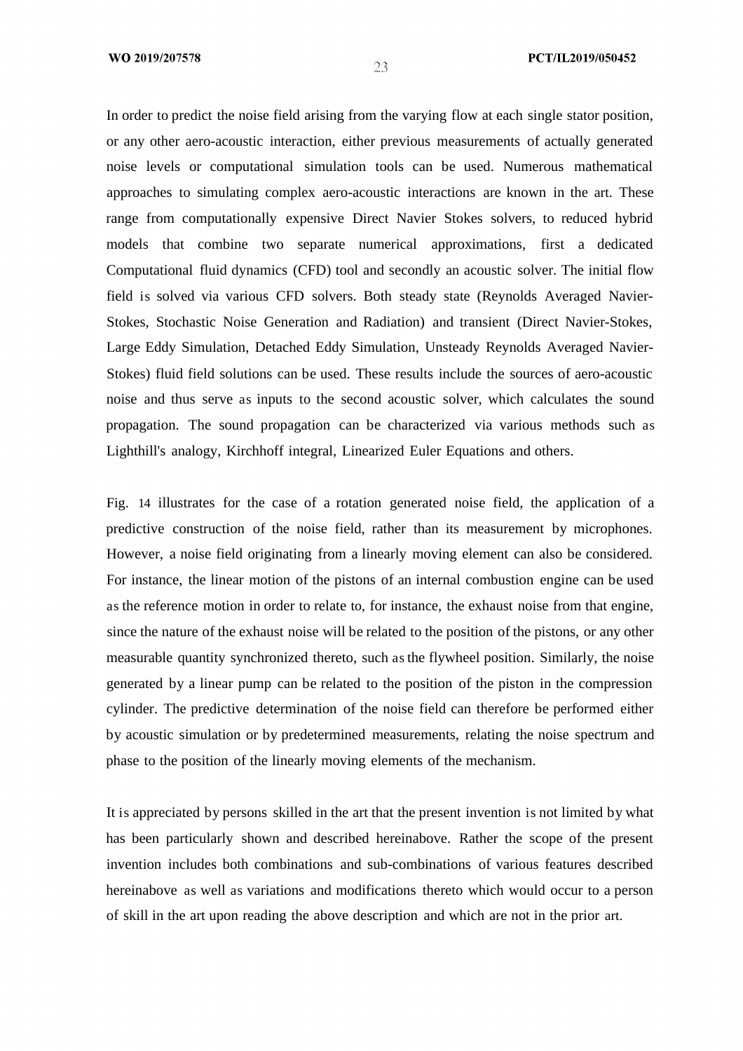In order to predict the noise field arising from the varying flow at each single stator position, or any other aero-acoustic interaction, either previous measurements of actually generated noise levels or computational simulation tools can be used. Numerous mathematical approaches to simulating complex aero-acoustic interactions are known in the art. These range from computationally expensive Direct Navier Stokes solvers, to reduced hybrid models that combine two separate numerical approximations, first a dedicated Computational fluid dynamics (CFD) tool and secondly an acoustic solver. The initial flow field is solved via various CFD solvers. Both steady state (Reynolds Averaged Navier-Stokes, Stochastic Noise Generation and Radiation) and transient (Direct Navier-Stokes, Large Eddy Simulation, Detached Eddy Simulation, Unsteady Reynolds Averaged Navier-Stokes) fluid field solutions can be used. These results include the sources of aero-acoustic noise and thus serve as inputs to the second acoustic solver, which calculates the sound propagation. The sound propagation can be characterized via various methods such as Lighthill's analogy, Kirchhoff integral, Linearized Euler Equations and others.

Fig. 14 illustrates for the case of a rotation generated noise field, the application of a predictive construction of the noise field, rather than its measurement by microphones. However, a noise field originating from a linearly moving element can also be considered. For instance, the linear motion of the pistons of an internal combustion engine can be used as the reference motion in order to relate to, for instance, the exhaust noise from that engine, since the nature of the exhaust noise will be related to the position of the pistons, or any other measurable quantity synchronized thereto, such as the flywheel position. Similarly, the noise generated by a linear pump can be related to the position of the piston in the compression cylinder. The predictive determination of the noise field can therefore be performed either by acoustic simulation or by predetermined measurements, relating the noise spectrum and phase to the position of the linearly moving elements of the mechanism.

It is appreciated by persons skilled in the art that the present invention is not limited by what has been particularly shown and described hereinabove. Rather the scope of the present invention includes both combinations and sub-combinations of various features described hereinabove as well as variations and modifications thereto which would occur to a person of skill in the art upon reading the above description and which are not in the prior art.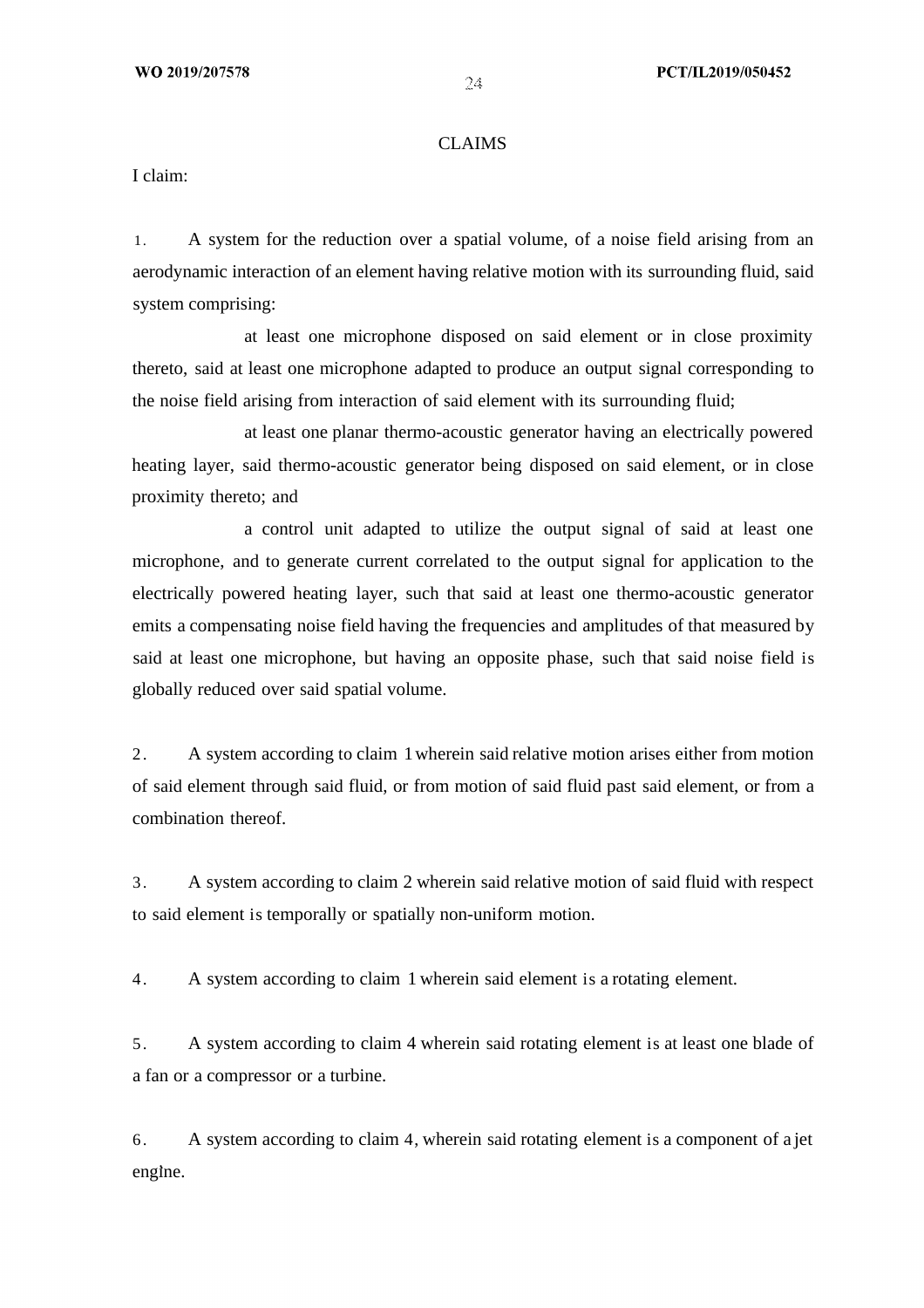CLAIMS

I claim:

1. A system for the reduction over a spatial volume, of a noise field arising from an aerodynamic interaction of an element having relative motion with its surrounding fluid, said system comprising:

at least one microphone disposed on said element or in close proximity thereto, said at least one microphone adapted to produce an output signal corresponding to the noise field arising from interaction of said element with its surrounding fluid;

at least one planar thermo-acoustic generator having an electrically powered heating layer, said thermo-acoustic generator being disposed on said element, or in close proximity thereto; and

a control unit adapted to utilize the output signal of said at least one microphone, and to generate current correlated to the output signal for application to the electrically powered heating layer, such that said at least one thermo-acoustic generator emits a compensating noise field having the frequencies and amplitudes of that measured by said at least one microphone, but having an opposite phase, such that said noise field is globally reduced over said spatial volume.

2. A system according to claim 1 wherein said relative motion arises either from motion of said element through said fluid, or from motion of said fluid past said element, or from a combination thereof.

3. A system according to claim 2 wherein said relative motion of said fluid with respect to said element is temporally or spatially non-uniform motion.

4. A system according to claim 1 wherein said element is a rotating element.

5. A system according to claim 4 wherein said rotating element is at least one blade of a fan or a compressor or a turbine.

6. A system according to claim 4, wherein said rotating element is a component of a jet engine.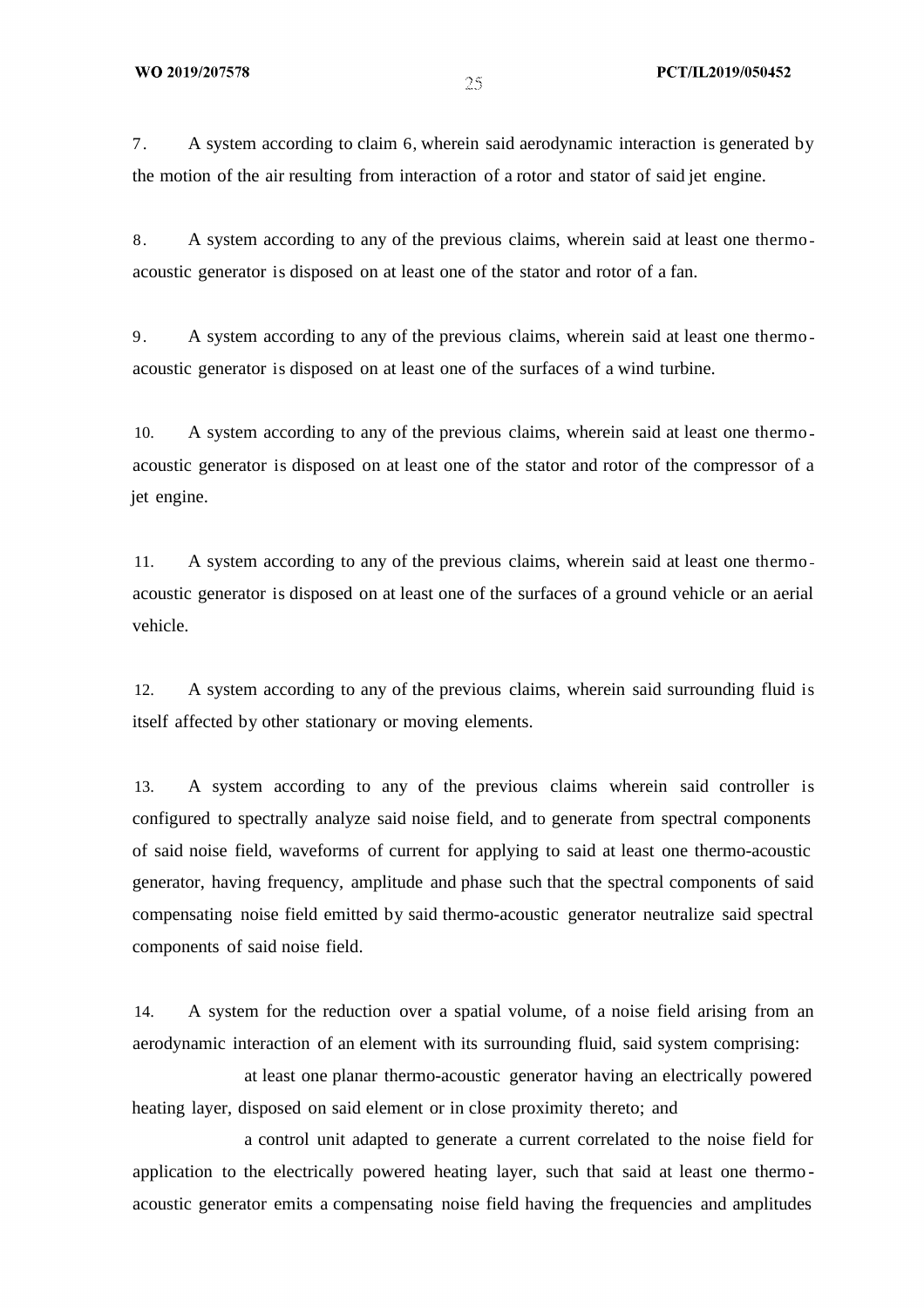7. A system according to claim 6, wherein said aerodynamic interaction is generated by the motion of the air resulting from interaction of a rotor and stator of said jet engine.

8. A system according to any of the previous claims, wherein said at least one thermo-acoustic generator is disposed on at least one of the stator and rotor of a fan.

9. A system according to any of the previous claims, wherein said at least one thermo-acoustic generator is disposed on at least one of the surfaces of a wind turbine.

10. A system according to any of the previous claims, wherein said at least one thermo-acoustic generator is disposed on at least one of the stator and rotor of the compressor of a jet engine.

11. A system according to any of the previous claims, wherein said at least one thermo-acoustic generator is disposed on at least one of the surfaces of a ground vehicle or an aerial vehicle.

12. A system according to any of the previous claims, wherein said surrounding fluid is itself affected by other stationary or moving elements.

13. A system according to any of the previous claims wherein said controller is configured to spectrally analyze said noise field, and to generate from spectral components of said noise field, waveforms of current for applying to said at least one thermo-acoustic generator, having frequency, amplitude and phase such that the spectral components of said compensating noise field emitted by said thermo-acoustic generator neutralize said spectral components of said noise field.

14. A system for the reduction over a spatial volume, of a noise field arising from an aerodynamic interaction of an element with its surrounding fluid, said system comprising:

at least one planar thermo-acoustic generator having an electrically powered heating layer, disposed on said element or in close proximity thereto; and

a control unit adapted to generate a current correlated to the noise field for application to the electrically powered heating layer, such that said at least one thermo-acoustic generator emits a compensating noise field having the frequencies and amplitudes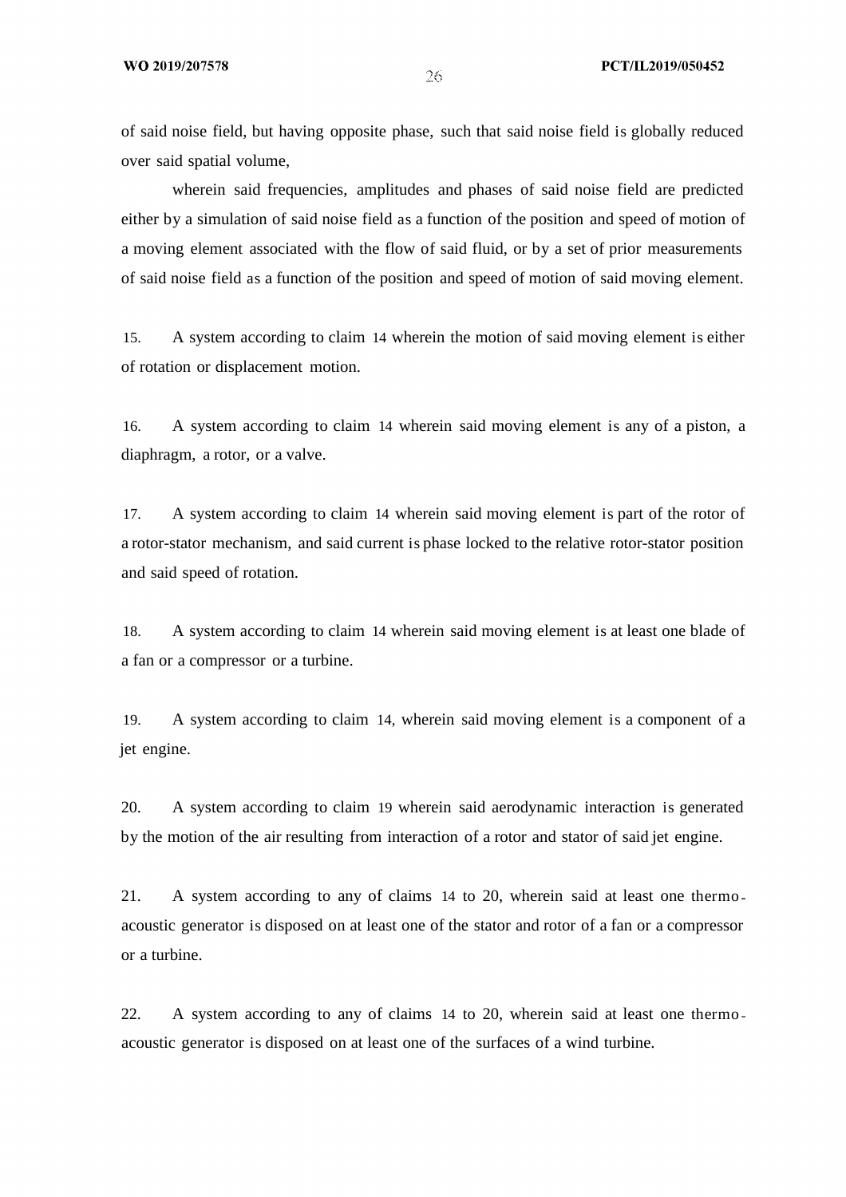of said noise field, but having opposite phase, such that said noise field is globally reduced over said spatial volume,

wherein said frequencies, amplitudes and phases of said noise field are predicted either by a simulation of said noise field as a function of the position and speed of motion of a moving element associated with the flow of said fluid, or by a set of prior measurements of said noise field as a function of the position and speed of motion of said moving element.

15. A system according to claim 14 wherein the motion of said moving element is either of rotation or displacement motion.

16. A system according to claim 14 wherein said moving element is any of a piston, a diaphragm, a rotor, or a valve.

17. A system according to claim 14 wherein said moving element is part of the rotor of a rotor-stator mechanism, and said current is phase locked to the relative rotor-stator position and said speed of rotation.

18. A system according to claim 14 wherein said moving element is at least one blade of a fan or a compressor or a turbine.

19. A system according to claim 14, wherein said moving element is a component of a jet engine.

20. A system according to claim 19 wherein said aerodynamic interaction is generated by the motion of the air resulting from interaction of a rotor and stator of said jet engine.

21. A system according to any of claims 14 to 20, wherein said at least one thermo-acoustic generator is disposed on at least one of the stator and rotor of a fan or a compressor or a turbine.

22. A system according to any of claims 14 to 20, wherein said at least one thermo-acoustic generator is disposed on at least one of the surfaces of a wind turbine.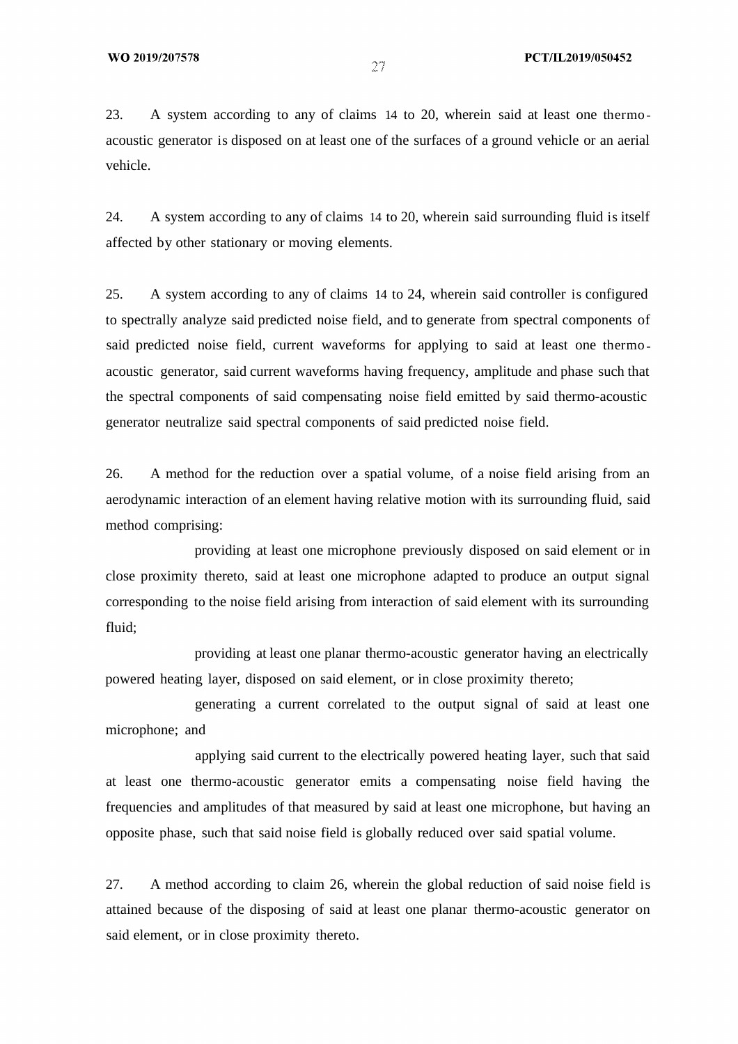23. A system according to any of claims 14 to 20, wherein said at least one thermo-acoustic generator is disposed on at least one of the surfaces of a ground vehicle or an aerial vehicle.

24. A system according to any of claims 14 to 20, wherein said surrounding fluid is itself affected by other stationary or moving elements.

25. A system according to any of claims 14 to 24, wherein said controller is configured to spectrally analyze said predicted noise field, and to generate from spectral components of said predicted noise field, current waveforms for applying to said at least one thermo-acoustic generator, said current waveforms having frequency, amplitude and phase such that the spectral components of said compensating noise field emitted by said thermo-acoustic generator neutralize said spectral components of said predicted noise field.

26. A method for the reduction over a spatial volume, of a noise field arising from an aerodynamic interaction of an element having relative motion with its surrounding fluid, said method comprising:

providing at least one microphone previously disposed on said element or in close proximity thereto, said at least one microphone adapted to produce an output signal corresponding to the noise field arising from interaction of said element with its surrounding fluid;

providing at least one planar thermo-acoustic generator having an electrically powered heating layer, disposed on said element, or in close proximity thereto;

generating a current correlated to the output signal of said at least one microphone; and

applying said current to the electrically powered heating layer, such that said at least one thermo-acoustic generator emits a compensating noise field having the frequencies and amplitudes of that measured by said at least one microphone, but having an opposite phase, such that said noise field is globally reduced over said spatial volume.

27. A method according to claim 26, wherein the global reduction of said noise field is attained because of the disposing of said at least one planar thermo-acoustic generator on said element, or in close proximity thereto.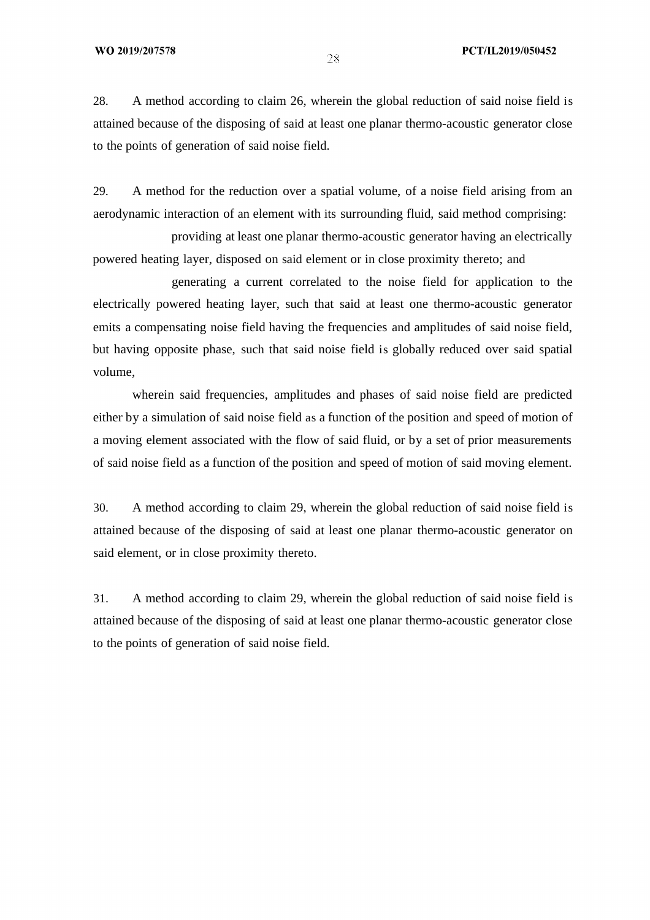28. A method according to claim 26, wherein the global reduction of said noise field is attained because of the disposing of said at least one planar thermo-acoustic generator close to the points of generation of said noise field.

29. A method for the reduction over a spatial volume, of a noise field arising from an aerodynamic interaction of an element with its surrounding fluid, said method comprising:

providing at least one planar thermo-acoustic generator having an electrically powered heating layer, disposed on said element or in close proximity thereto; and

generating a current correlated to the noise field for application to the electrically powered heating layer, such that said at least one thermo-acoustic generator emits a compensating noise field having the frequencies and amplitudes of said noise field, but having opposite phase, such that said noise field is globally reduced over said spatial volume,

wherein said frequencies, amplitudes and phases of said noise field are predicted either by a simulation of said noise field as a function of the position and speed of motion of a moving element associated with the flow of said fluid, or by a set of prior measurements of said noise field as a function of the position and speed of motion of said moving element.

30. A method according to claim 29, wherein the global reduction of said noise field is attained because of the disposing of said at least one planar thermo-acoustic generator on said element, or in close proximity thereto.

31. A method according to claim 29, wherein the global reduction of said noise field is attained because of the disposing of said at least one planar thermo-acoustic generator close to the points of generation of said noise field.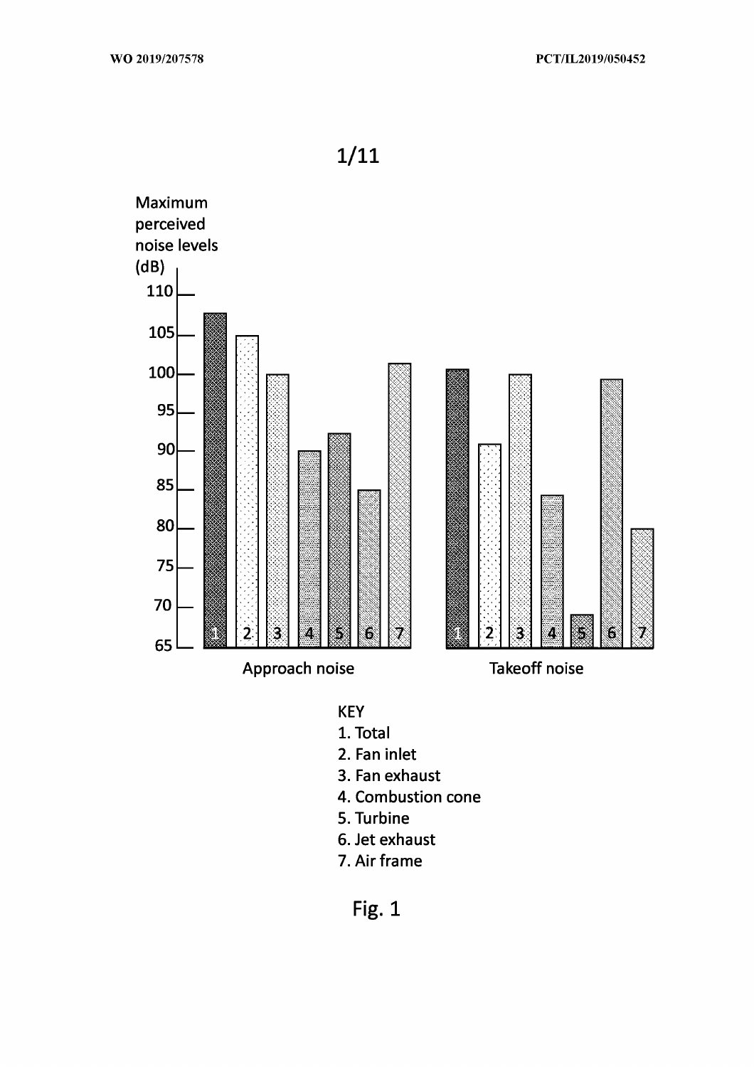1/11

Maximum perceived noise levels (dB)

110
105
100
95
90
85
80
75
70
65

1 2 3 4 5 6 7
Approach noise

1 2 3 4 5 6 7
Takeoff noise

KEY
1. Total
2. Fan inlet
3. Fan exhaust
4. Combustion cone
5. Turbine
6. Jet exhaust
7. Air frame

Fig. 1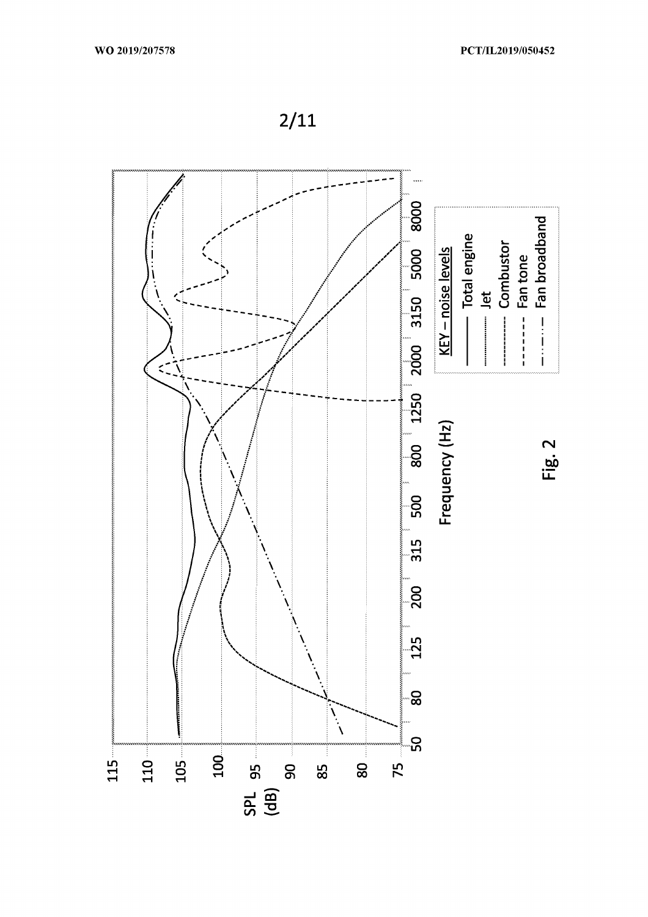SPL (dB)

Frequency (Hz)

KEY – noise levels

- Total engine
- Jet
- Combustor
- Fan tone
- Fan broadband

Fig. 2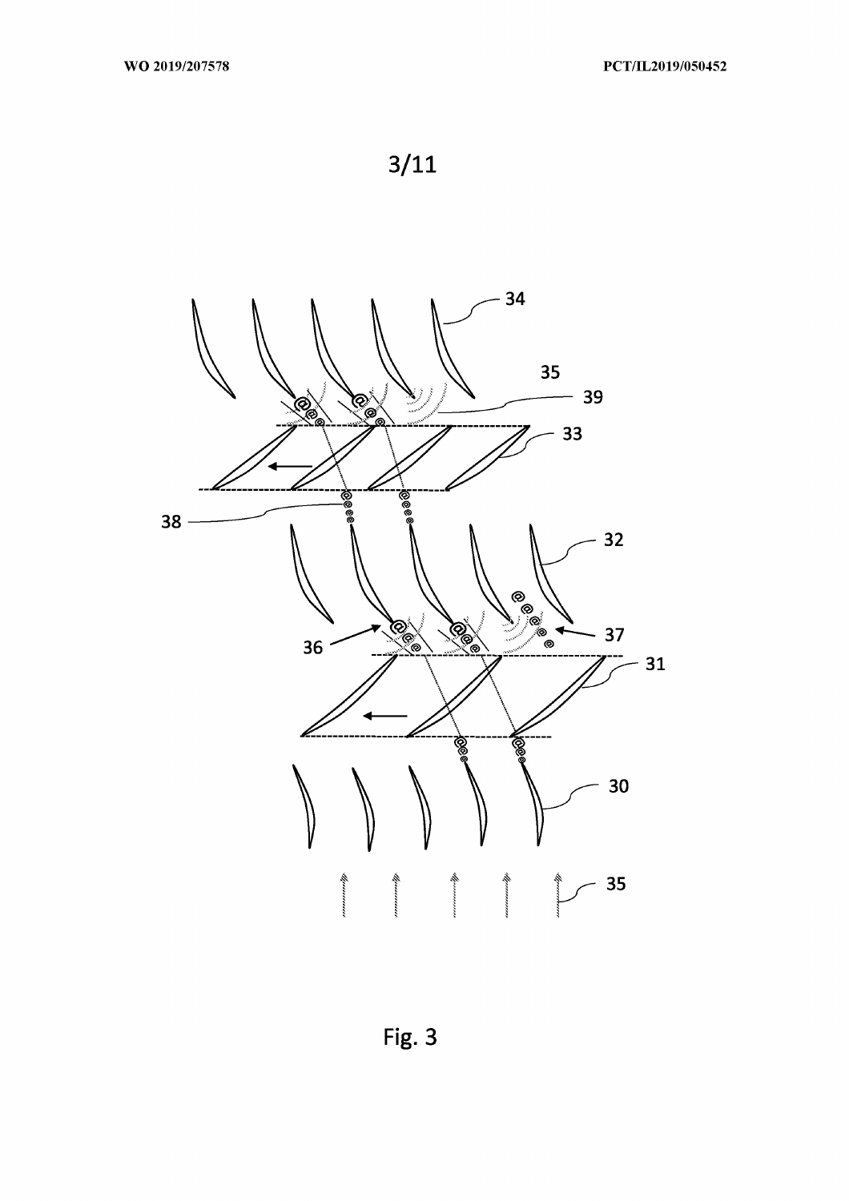Fig. 3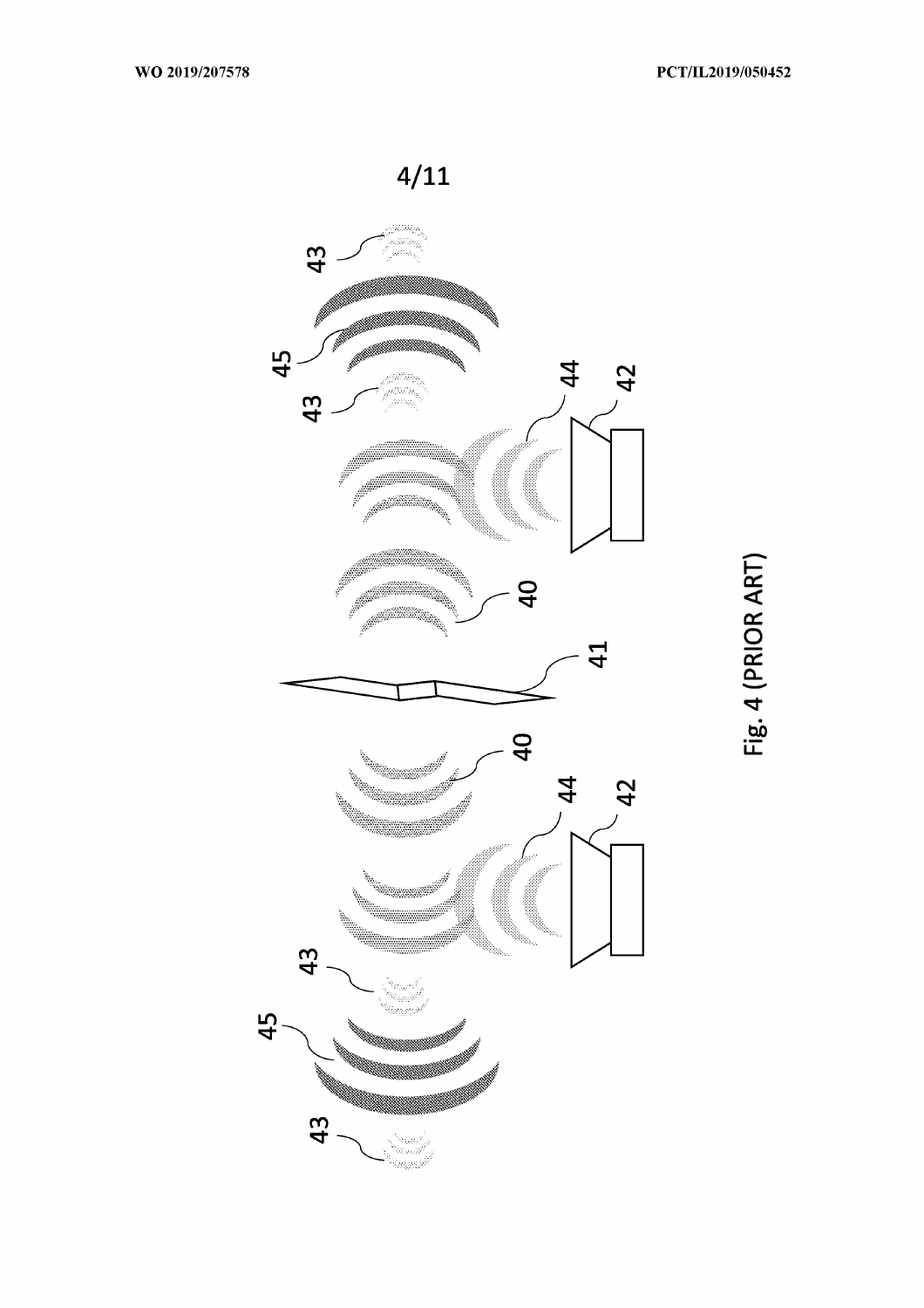Fig. 4 (PRIOR ART)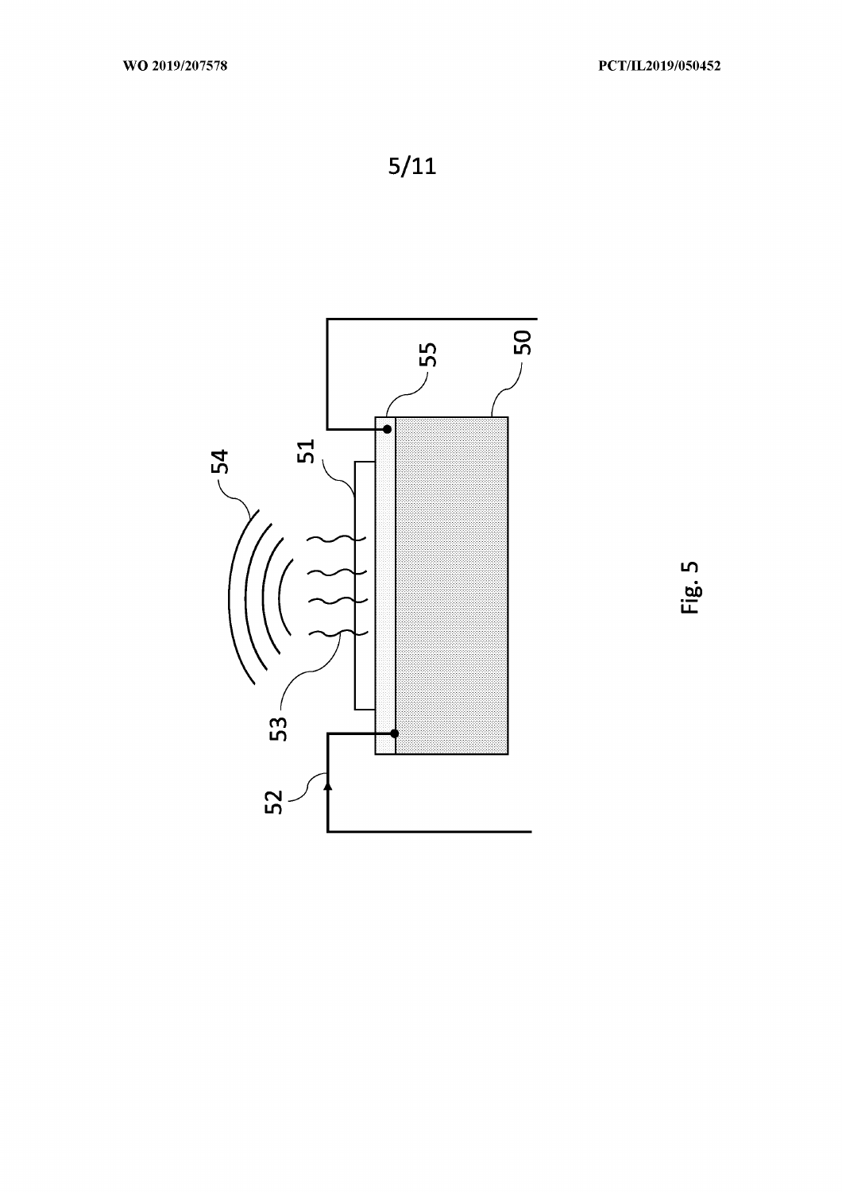Fig. 5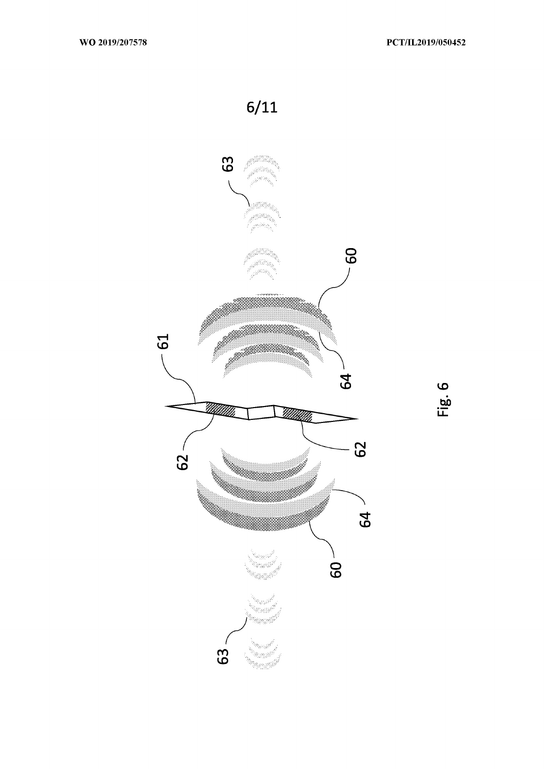6/11

Fig. 6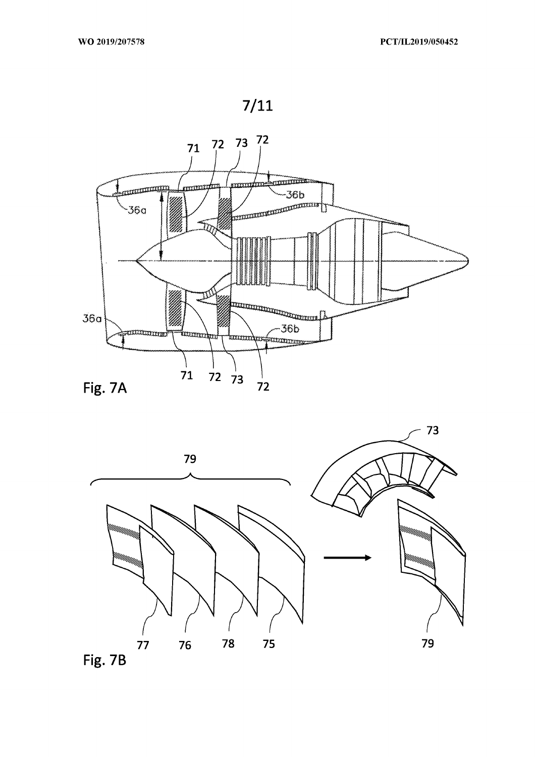Fig. 7A

Fig. 7B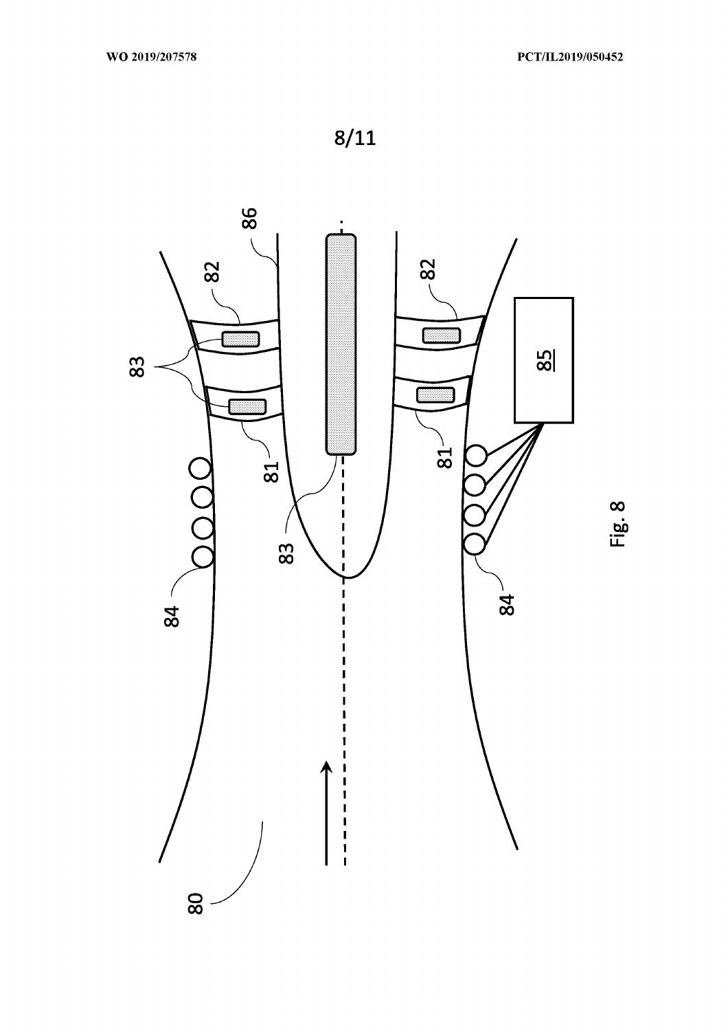8/11

Fig. 8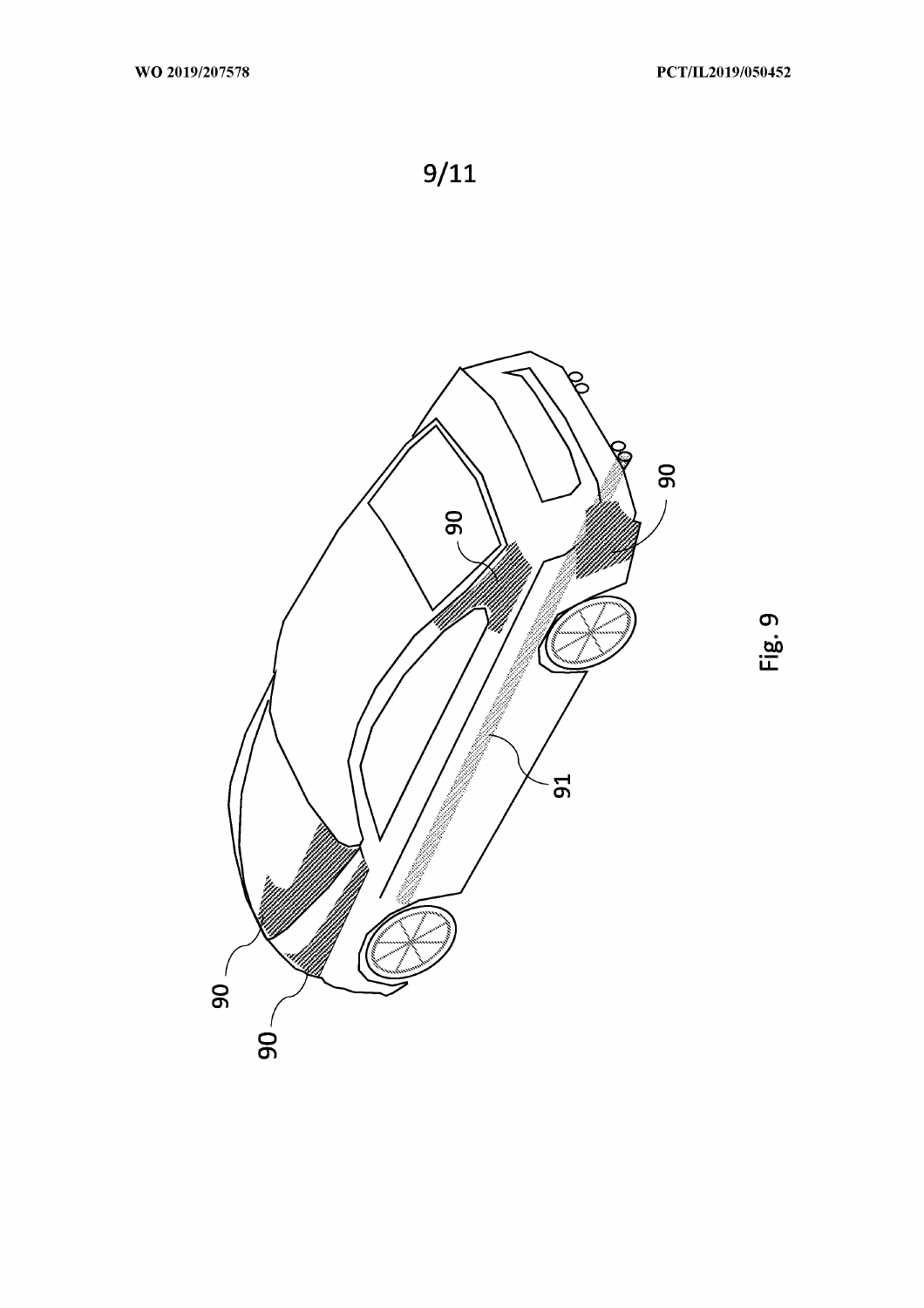90

90

90

90

91

Fig. 9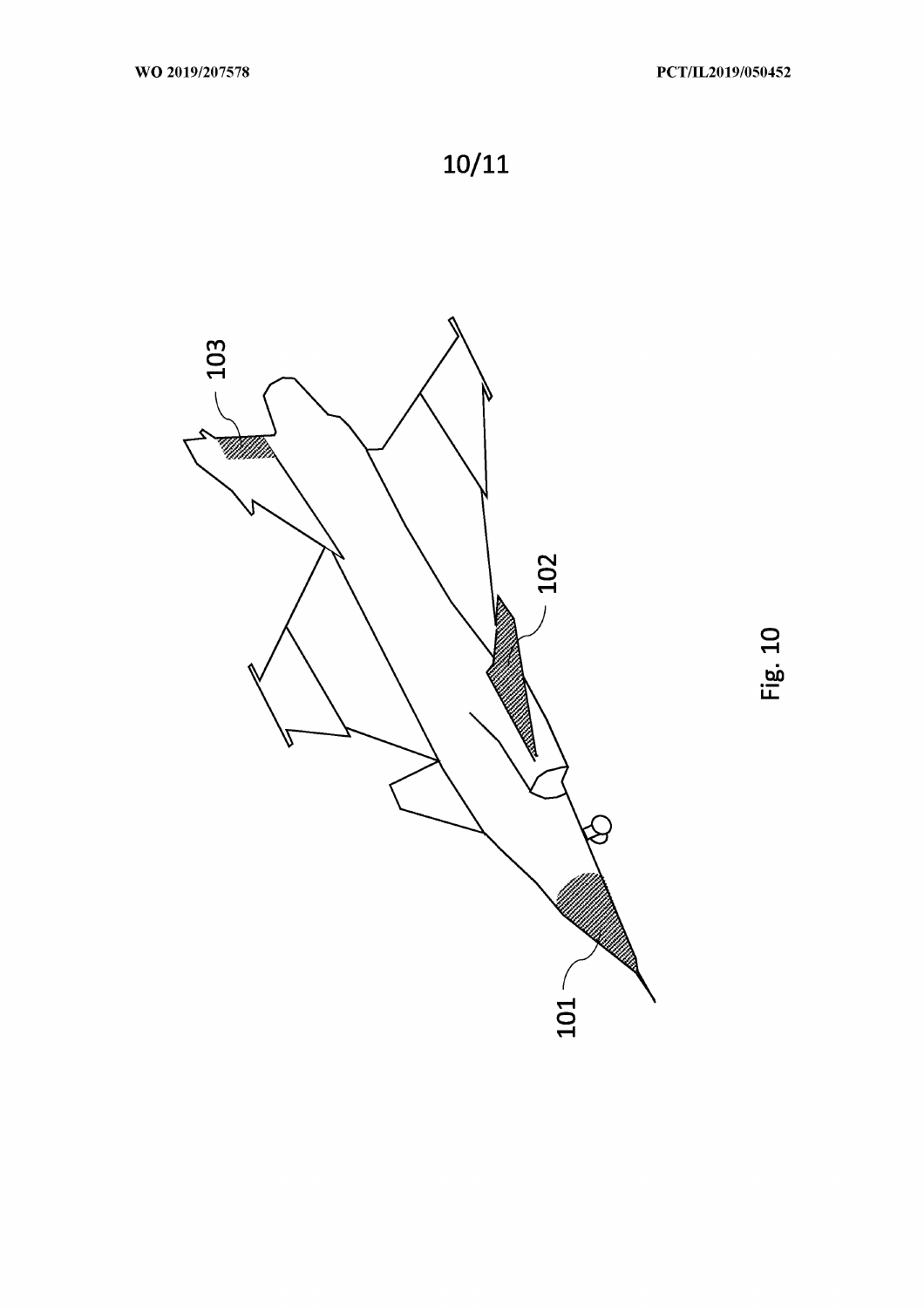103

102

101

Fig. 10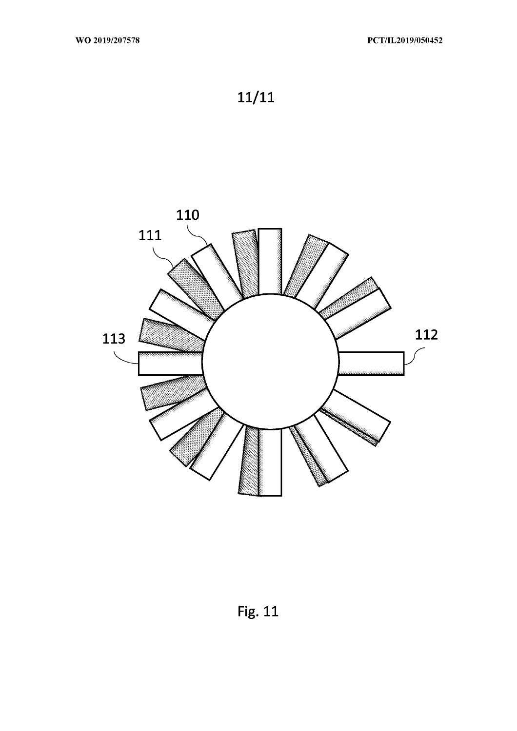110

111

113

112

Fig. 11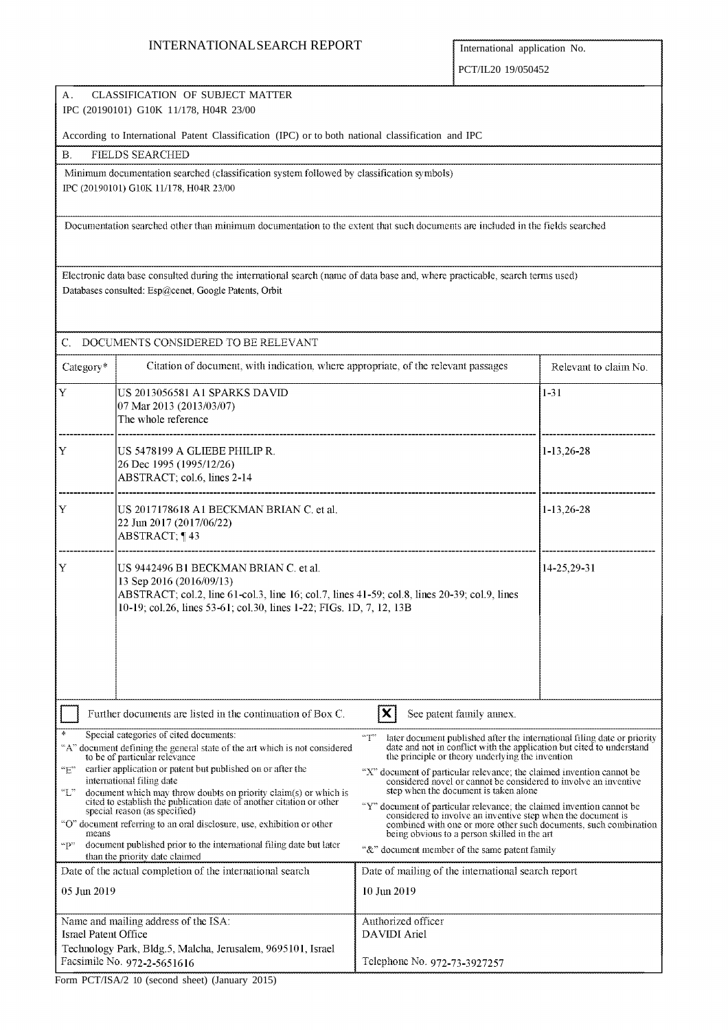# INTERNATIONAL SEARCH REPORT

| International application No. |
| --- |
| PCT/IL2019/050452 |

**A. CLASSIFICATION OF SUBJECT MATTER**

IPC (20190101) G10K 11/178, H04R 23/00

According to International Patent Classification (IPC) or to both national classification and IPC

**B. FIELDS SEARCHED**

Minimum documentation searched (classification system followed by classification symbols)

IPC (20190101) G10K 11/178, H04R 23/00

Documentation searched other than minimum documentation to the extent that such documents are included in the fields searched

Electronic data base consulted during the international search (name of data base and, where practicable, search terms used)

Databases consulted: Esp@cenet, Google Patents, Orbit

**C. DOCUMENTS CONSIDERED TO BE RELEVANT**

| Category* | Citation of document, with indication, where appropriate, of the relevant passages | Relevant to claim No. |
| --- | --- | --- |
| Y | US 2013056581 A1 SPARKS DAVID<br>07 Mar 2013 (2013/03/07)<br>The whole reference | 1-31 |
| Y | US 5478199 A GLIEBE PHILIP R.<br>26 Dec 1995 (1995/12/26)<br>ABSTRACT; col.6, lines 2-14 | 1-13,26-28 |
| Y | US 2017178618 A1 BECKMAN BRIAN C. et al.<br>22 Jun 2017 (2017/06/22)<br>ABSTRACT; ¶ 43 | 1-13,26-28 |
| Y | US 9442496 B1 BECKMAN BRIAN C. et al.<br>13 Sep 2016 (2016/09/13)<br>ABSTRACT; col.2, line 61-col.3, line 16; col.7, lines 41-59; col.8, lines 20-39; col.9, lines 10-19; col.26, lines 53-61; col.30, lines 1-22; FIGs. 1D, 7, 12, 13B | 14-25,29-31 |

☐ Further documents are listed in the continuation of Box C.  ☒ See patent family annex.

\* Special categories of cited documents:
- "A" document defining the general state of the art which is not considered to be of particular relevance
- "E" earlier application or patent but published on or after the international filing date
- "L" document which may throw doubts on priority claim(s) or which is cited to establish the publication date of another citation or other special reason (as specified)
- "O" document referring to an oral disclosure, use, exhibition or other means
- "P" document published prior to the international filing date but later than the priority date claimed
- "T" later document published after the international filing date or priority date and not in conflict with the application but cited to understand the principle or theory underlying the invention
- "X" document of particular relevance; the claimed invention cannot be considered novel or cannot be considered to involve an inventive step when the document is taken alone
- "Y" document of particular relevance; the claimed invention cannot be considered to involve an inventive step when the document is combined with one or more other such documents, such combination being obvious to a person skilled in the art
- "&" document member of the same patent family

| Date of the actual completion of the international search | Date of mailing of the international search report |
| --- | --- |
| 05 Jun 2019 | 10 Jun 2019 |
| Name and mailing address of the ISA:<br>Israel Patent Office<br>Technology Park, Bldg.5, Malcha, Jerusalem, 9695101, Israel<br>Facsimile No. 972-2-5651616 | Authorized officer<br>DAVIDI Ariel<br><br>Telephone No. 972-73-3927257 |

Form PCT/ISA/210 (second sheet) (January 2015)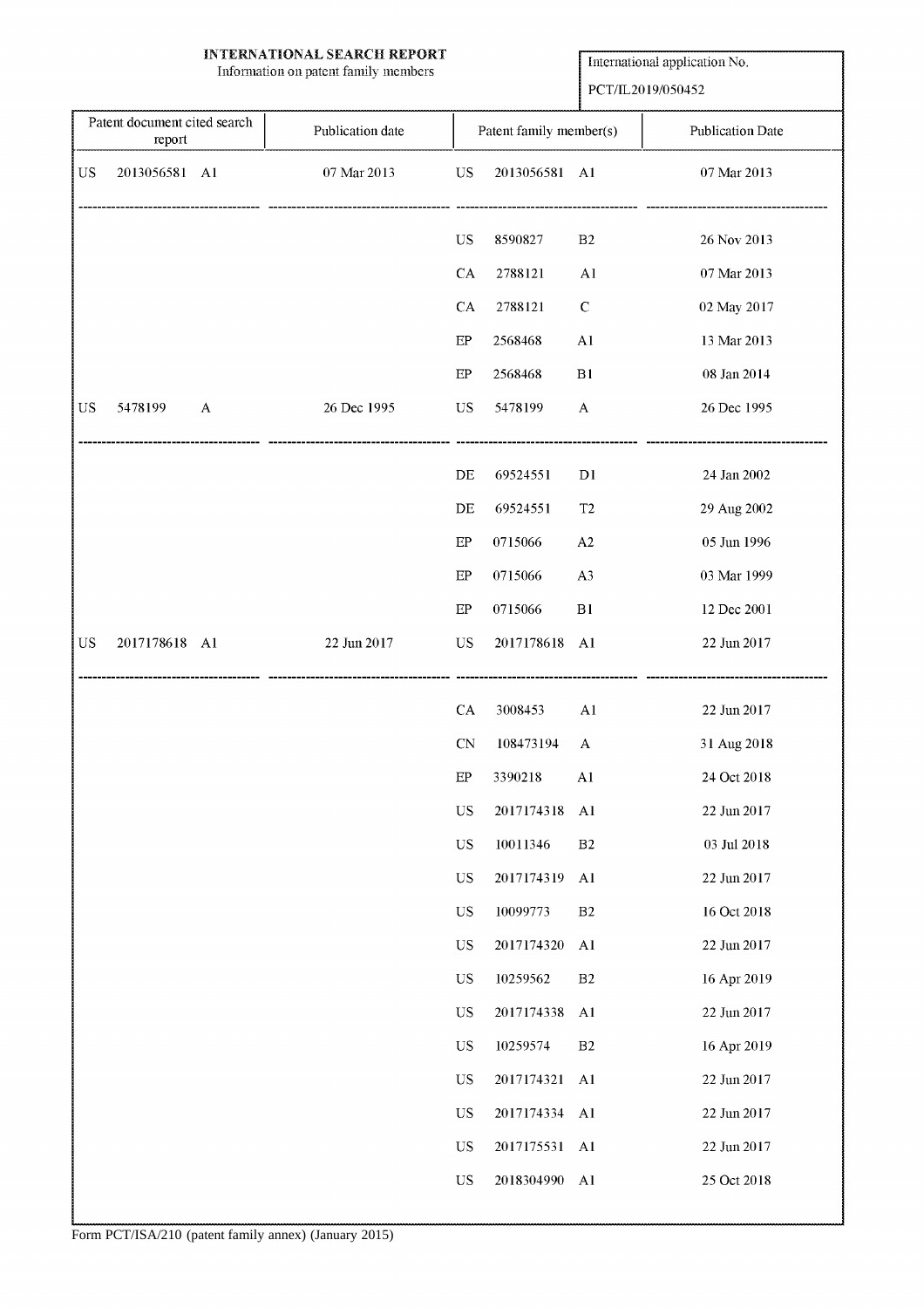**INTERNATIONAL SEARCH REPORT**
Information on patent family members

International application No.
PCT/IL2019/050452

| Patent document cited search report | Publication date | Patent family member(s) | Publication Date |
|---|---|---|---|
| US 2013056581 A1 | 07 Mar 2013 | US 2013056581 A1 | 07 Mar 2013 |
| | | US 8590827 B2 | 26 Nov 2013 |
| | | CA 2788121 A1 | 07 Mar 2013 |
| | | CA 2788121 C | 02 May 2017 |
| | | EP 2568468 A1 | 13 Mar 2013 |
| | | EP 2568468 B1 | 08 Jan 2014 |
| US 5478199 A | 26 Dec 1995 | US 5478199 A | 26 Dec 1995 |
| | | DE 69524551 D1 | 24 Jan 2002 |
| | | DE 69524551 T2 | 29 Aug 2002 |
| | | EP 0715066 A2 | 05 Jun 1996 |
| | | EP 0715066 A3 | 03 Mar 1999 |
| | | EP 0715066 B1 | 12 Dec 2001 |
| US 2017178618 A1 | 22 Jun 2017 | US 2017178618 A1 | 22 Jun 2017 |
| | | CA 3008453 A1 | 22 Jun 2017 |
| | | CN 108473194 A | 31 Aug 2018 |
| | | EP 3390218 A1 | 24 Oct 2018 |
| | | US 2017174318 A1 | 22 Jun 2017 |
| | | US 10011346 B2 | 03 Jul 2018 |
| | | US 2017174319 A1 | 22 Jun 2017 |
| | | US 10099773 B2 | 16 Oct 2018 |
| | | US 2017174320 A1 | 22 Jun 2017 |
| | | US 10259562 B2 | 16 Apr 2019 |
| | | US 2017174338 A1 | 22 Jun 2017 |
| | | US 10259574 B2 | 16 Apr 2019 |
| | | US 2017174321 A1 | 22 Jun 2017 |
| | | US 2017174334 A1 | 22 Jun 2017 |
| | | US 2017175531 A1 | 22 Jun 2017 |
| | | US 2018304990 A1 | 25 Oct 2018 |

Form PCT/ISA/210 (patent family annex) (January 2015)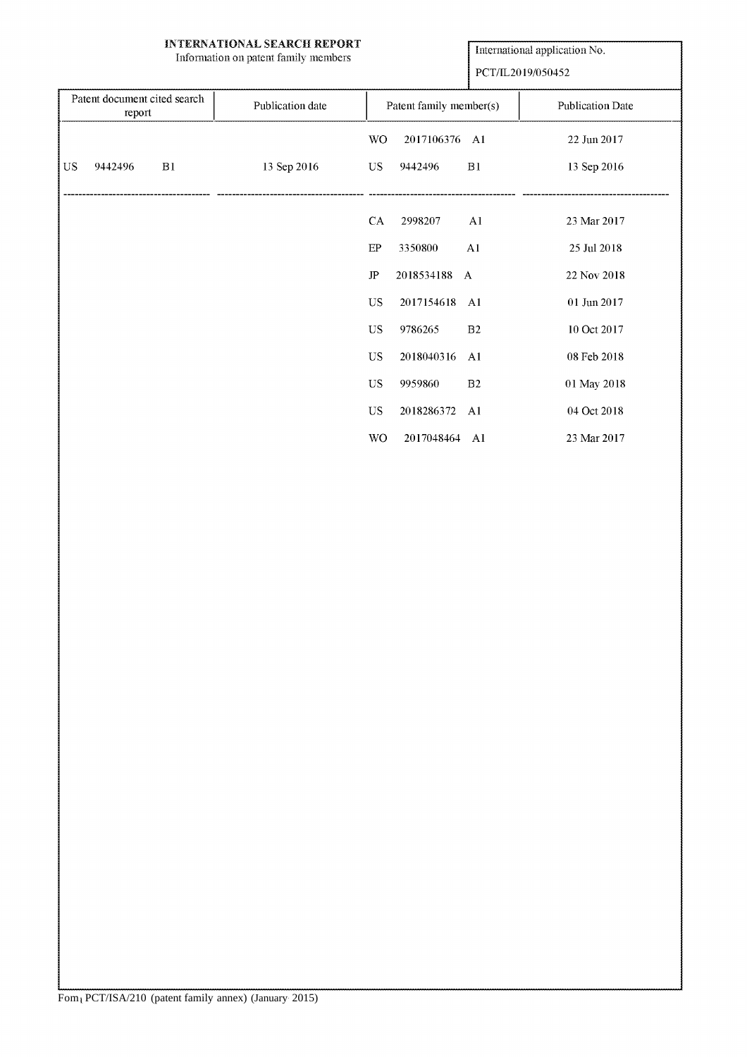**INTERNATIONAL SEARCH REPORT**
Information on patent family members

International application No.
PCT/IL2019/050452

| Patent document cited search report | Publication date | Patent family member(s) | Publication Date |
|---|---|---|---|
| | | WO 2017106376 A1 | 22 Jun 2017 |
| US 9442496 B1 | 13 Sep 2016 | US 9442496 B1 | 13 Sep 2016 |
| | | CA 2998207 A1 | 23 Mar 2017 |
| | | EP 3350800 A1 | 25 Jul 2018 |
| | | JP 2018534188 A | 22 Nov 2018 |
| | | US 2017154618 A1 | 01 Jun 2017 |
| | | US 9786265 B2 | 10 Oct 2017 |
| | | US 2018040316 A1 | 08 Feb 2018 |
| | | US 9959860 B2 | 01 May 2018 |
| | | US 2018286372 A1 | 04 Oct 2018 |
| | | WO 2017048464 A1 | 23 Mar 2017 |

Form PCT/ISA/210 (patent family annex) (January 2015)